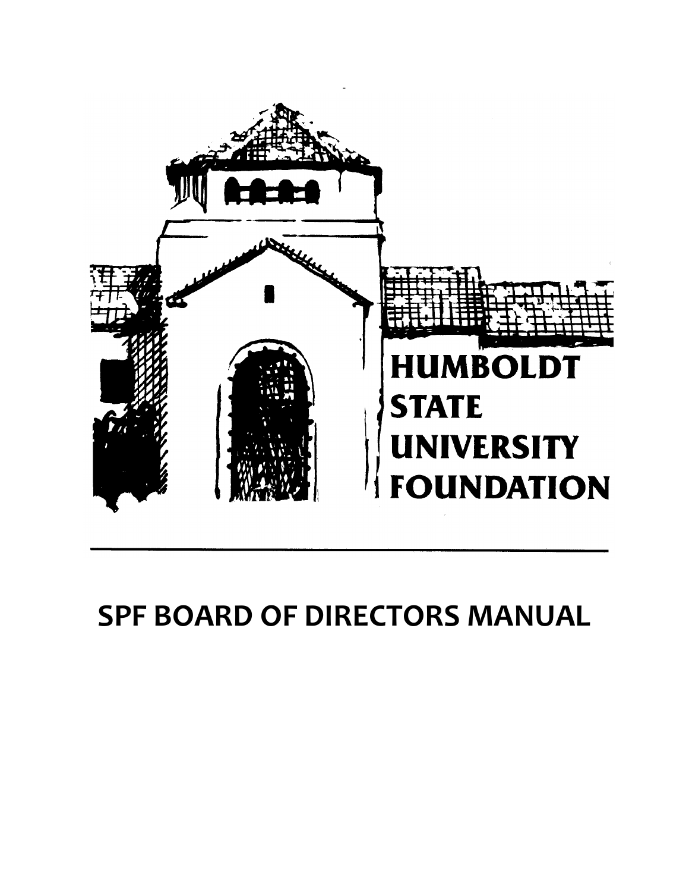HUMBOLDT STATE UNIVERSITY FOUNDATION

---

# SPF BOARD OF DIRECTORS MANUAL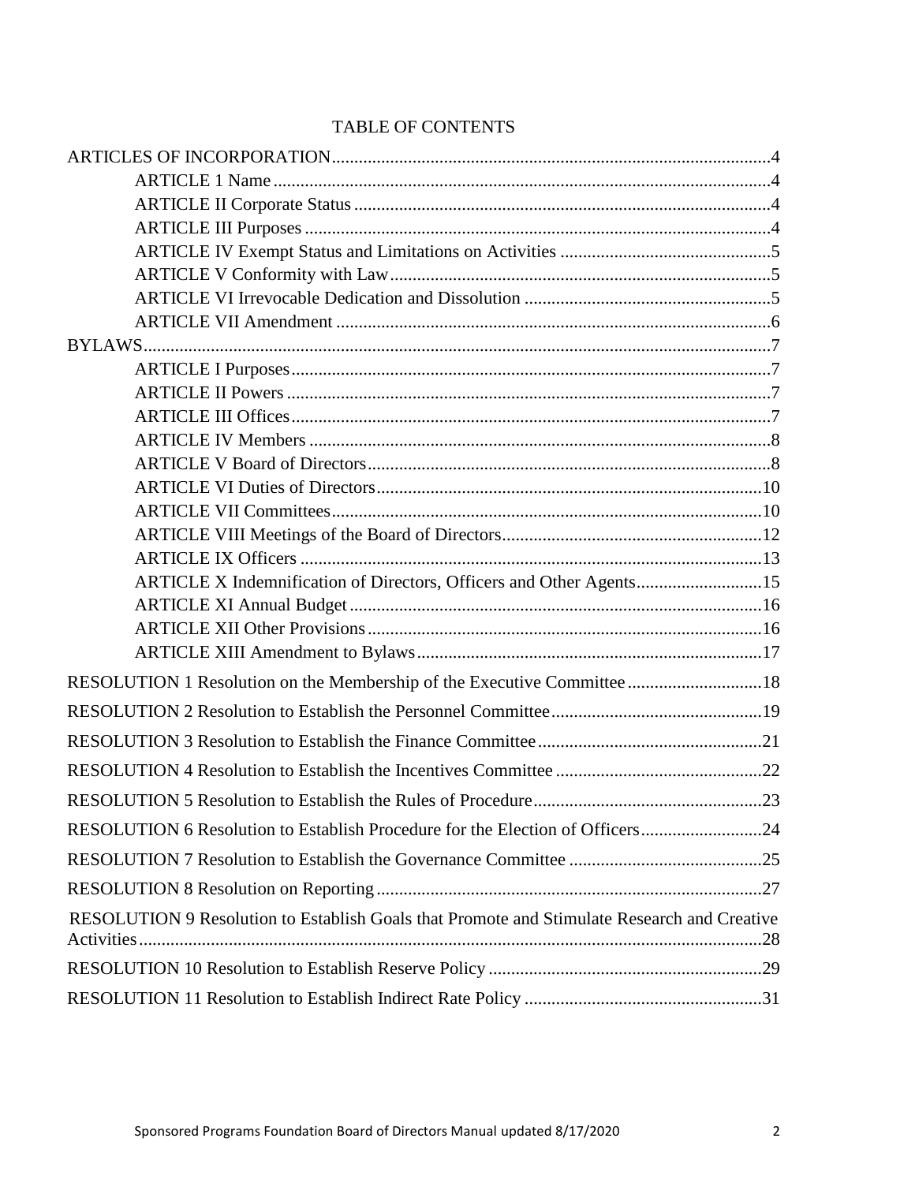# TABLE OF CONTENTS

ARTICLES OF INCORPORATION ..... 4

- ARTICLE 1 Name ..... 4
- ARTICLE II Corporate Status ..... 4
- ARTICLE III Purposes ..... 4
- ARTICLE IV Exempt Status and Limitations on Activities ..... 5
- ARTICLE V Conformity with Law ..... 5
- ARTICLE VI Irrevocable Dedication and Dissolution ..... 5
- ARTICLE VII Amendment ..... 6

BYLAWS ..... 7

- ARTICLE I Purposes ..... 7
- ARTICLE II Powers ..... 7
- ARTICLE III Offices ..... 7
- ARTICLE IV Members ..... 8
- ARTICLE V Board of Directors ..... 8
- ARTICLE VI Duties of Directors ..... 10
- ARTICLE VII Committees ..... 10
- ARTICLE VIII Meetings of the Board of Directors ..... 12
- ARTICLE IX Officers ..... 13
- ARTICLE X Indemnification of Directors, Officers and Other Agents ..... 15
- ARTICLE XI Annual Budget ..... 16
- ARTICLE XII Other Provisions ..... 16
- ARTICLE XIII Amendment to Bylaws ..... 17

RESOLUTION 1 Resolution on the Membership of the Executive Committee ..... 18

RESOLUTION 2 Resolution to Establish the Personnel Committee ..... 19

RESOLUTION 3 Resolution to Establish the Finance Committee ..... 21

RESOLUTION 4 Resolution to Establish the Incentives Committee ..... 22

RESOLUTION 5 Resolution to Establish the Rules of Procedure ..... 23

RESOLUTION 6 Resolution to Establish Procedure for the Election of Officers ..... 24

RESOLUTION 7 Resolution to Establish the Governance Committee ..... 25

RESOLUTION 8 Resolution on Reporting ..... 27

RESOLUTION 9 Resolution to Establish Goals that Promote and Stimulate Research and Creative Activities ..... 28

RESOLUTION 10 Resolution to Establish Reserve Policy ..... 29

RESOLUTION 11 Resolution to Establish Indirect Rate Policy ..... 31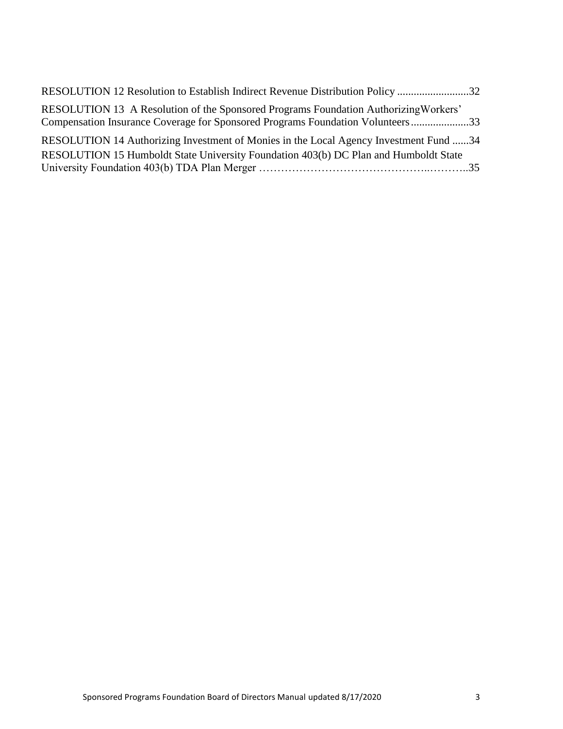RESOLUTION 12 Resolution to Establish Indirect Revenue Distribution Policy ..........................32

RESOLUTION 13 A Resolution of the Sponsored Programs Foundation AuthorizingWorkers' Compensation Insurance Coverage for Sponsored Programs Foundation Volunteers.....................33

RESOLUTION 14 Authorizing Investment of Monies in the Local Agency Investment Fund ......34

RESOLUTION 15 Humboldt State University Foundation 403(b) DC Plan and Humboldt State University Foundation 403(b) TDA Plan Merger ………………………………………..………..35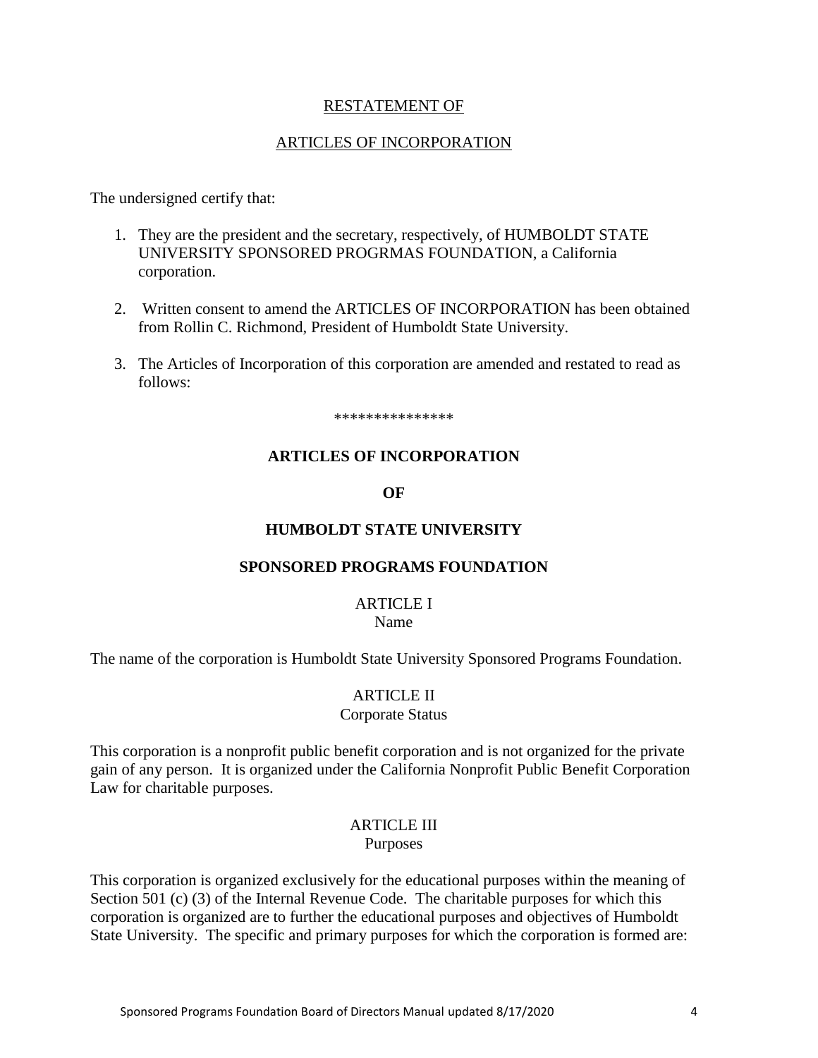<u>RESTATEMENT OF</u>

<u>ARTICLES OF INCORPORATION</u>

The undersigned certify that:

1. They are the president and the secretary, respectively, of HUMBOLDT STATE UNIVERSITY SPONSORED PROGRMAS FOUNDATION, a California corporation.

2. Written consent to amend the ARTICLES OF INCORPORATION has been obtained from Rollin C. Richmond, President of Humboldt State University.

3. The Articles of Incorporation of this corporation are amended and restated to read as follows:

***************

**ARTICLES OF INCORPORATION**

**OF**

**HUMBOLDT STATE UNIVERSITY**

**SPONSORED PROGRAMS FOUNDATION**

ARTICLE I
Name

The name of the corporation is Humboldt State University Sponsored Programs Foundation.

ARTICLE II
Corporate Status

This corporation is a nonprofit public benefit corporation and is not organized for the private gain of any person. It is organized under the California Nonprofit Public Benefit Corporation Law for charitable purposes.

ARTICLE III
Purposes

This corporation is organized exclusively for the educational purposes within the meaning of Section 501 (c) (3) of the Internal Revenue Code. The charitable purposes for which this corporation is organized are to further the educational purposes and objectives of Humboldt State University. The specific and primary purposes for which the corporation is formed are: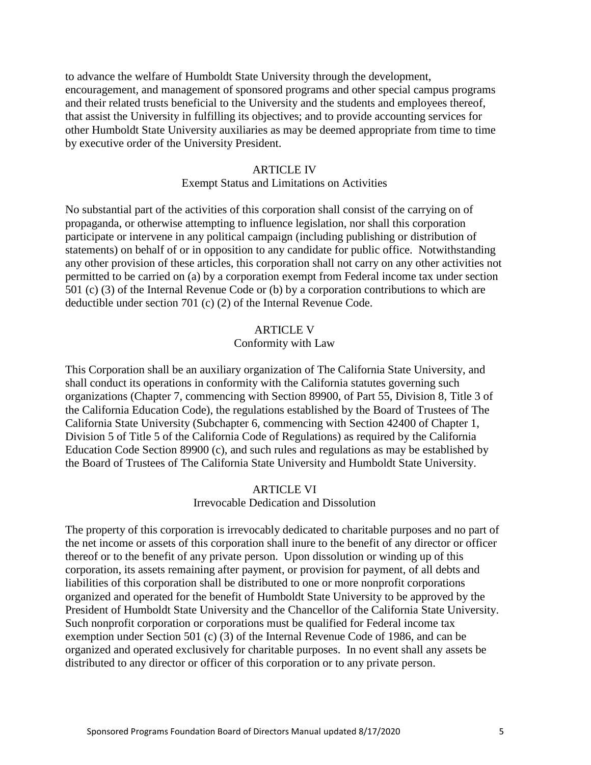to advance the welfare of Humboldt State University through the development, encouragement, and management of sponsored programs and other special campus programs and their related trusts beneficial to the University and the students and employees thereof, that assist the University in fulfilling its objectives; and to provide accounting services for other Humboldt State University auxiliaries as may be deemed appropriate from time to time by executive order of the University President.

## ARTICLE IV
### Exempt Status and Limitations on Activities

No substantial part of the activities of this corporation shall consist of the carrying on of propaganda, or otherwise attempting to influence legislation, nor shall this corporation participate or intervene in any political campaign (including publishing or distribution of statements) on behalf of or in opposition to any candidate for public office. Notwithstanding any other provision of these articles, this corporation shall not carry on any other activities not permitted to be carried on (a) by a corporation exempt from Federal income tax under section 501 (c) (3) of the Internal Revenue Code or (b) by a corporation contributions to which are deductible under section 701 (c) (2) of the Internal Revenue Code.

## ARTICLE V
### Conformity with Law

This Corporation shall be an auxiliary organization of The California State University, and shall conduct its operations in conformity with the California statutes governing such organizations (Chapter 7, commencing with Section 89900, of Part 55, Division 8, Title 3 of the California Education Code), the regulations established by the Board of Trustees of The California State University (Subchapter 6, commencing with Section 42400 of Chapter 1, Division 5 of Title 5 of the California Code of Regulations) as required by the California Education Code Section 89900 (c), and such rules and regulations as may be established by the Board of Trustees of The California State University and Humboldt State University.

## ARTICLE VI
### Irrevocable Dedication and Dissolution

The property of this corporation is irrevocably dedicated to charitable purposes and no part of the net income or assets of this corporation shall inure to the benefit of any director or officer thereof or to the benefit of any private person. Upon dissolution or winding up of this corporation, its assets remaining after payment, or provision for payment, of all debts and liabilities of this corporation shall be distributed to one or more nonprofit corporations organized and operated for the benefit of Humboldt State University to be approved by the President of Humboldt State University and the Chancellor of the California State University. Such nonprofit corporation or corporations must be qualified for Federal income tax exemption under Section 501 (c) (3) of the Internal Revenue Code of 1986, and can be organized and operated exclusively for charitable purposes. In no event shall any assets be distributed to any director or officer of this corporation or to any private person.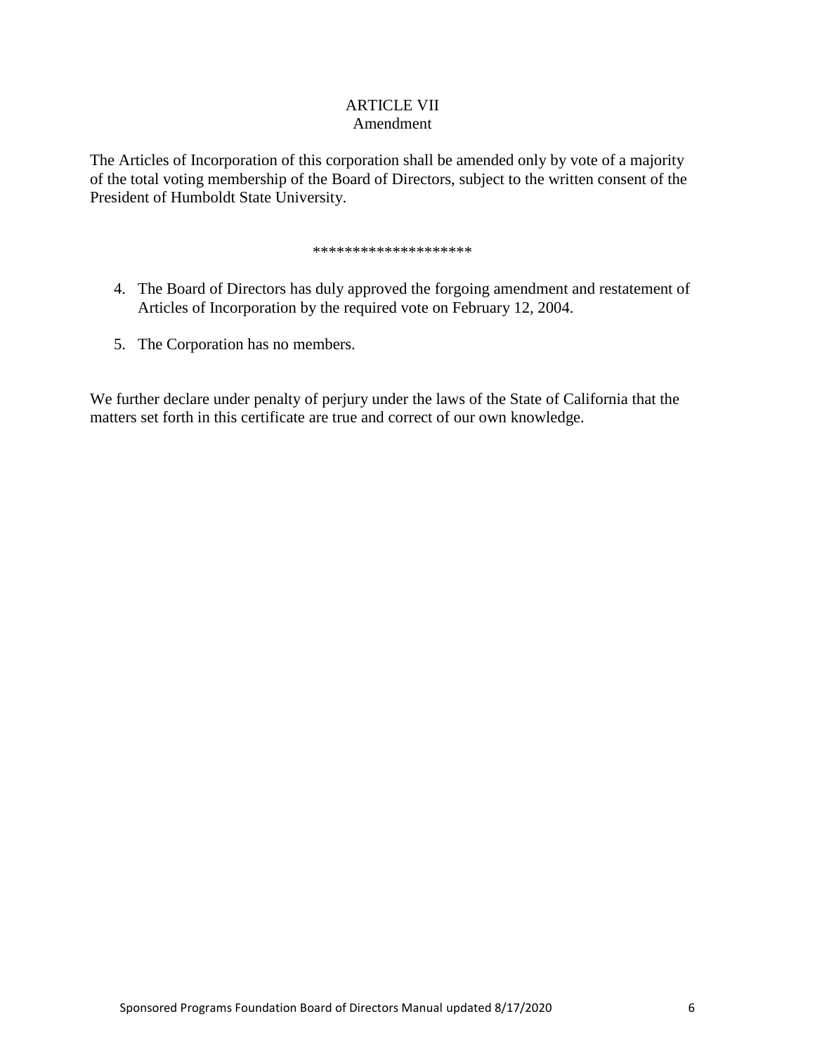### ARTICLE VII
### Amendment

The Articles of Incorporation of this corporation shall be amended only by vote of a majority of the total voting membership of the Board of Directors, subject to the written consent of the President of Humboldt State University.

********************

4. The Board of Directors has duly approved the forgoing amendment and restatement of Articles of Incorporation by the required vote on February 12, 2004.

5. The Corporation has no members.

We further declare under penalty of perjury under the laws of the State of California that the matters set forth in this certificate are true and correct of our own knowledge.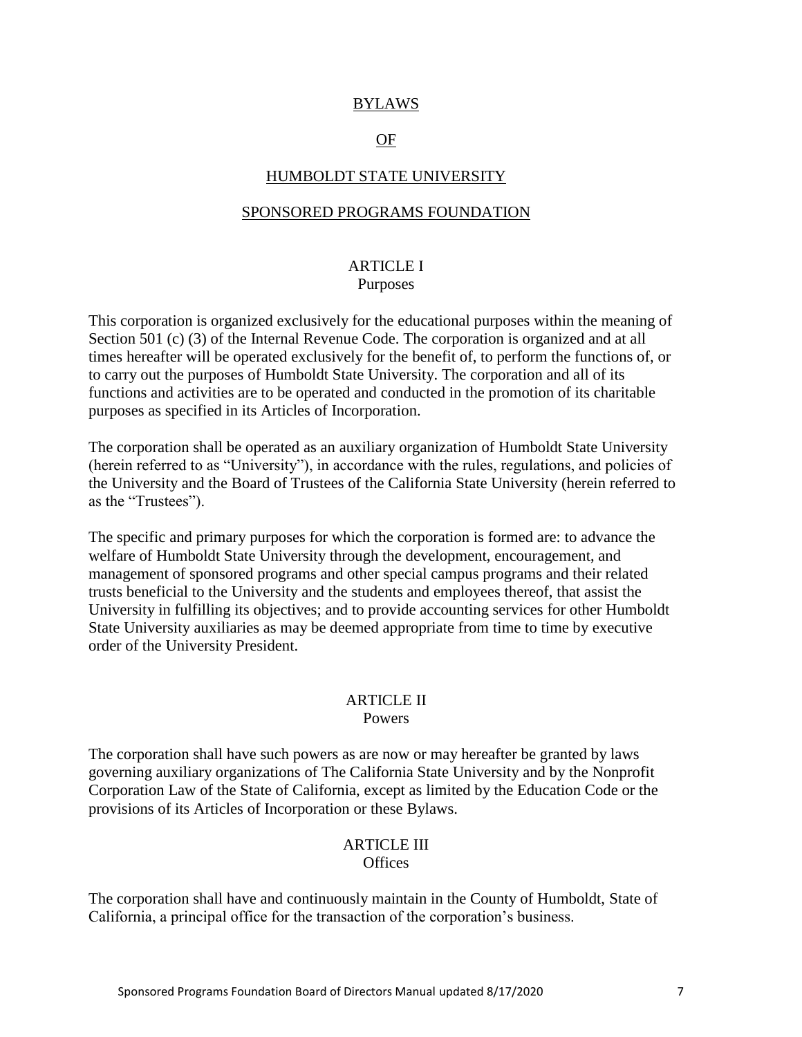# BYLAWS

# OF

# HUMBOLDT STATE UNIVERSITY

# SPONSORED PROGRAMS FOUNDATION

## ARTICLE I
### Purposes

This corporation is organized exclusively for the educational purposes within the meaning of Section 501 (c) (3) of the Internal Revenue Code. The corporation is organized and at all times hereafter will be operated exclusively for the benefit of, to perform the functions of, or to carry out the purposes of Humboldt State University. The corporation and all of its functions and activities are to be operated and conducted in the promotion of its charitable purposes as specified in its Articles of Incorporation.

The corporation shall be operated as an auxiliary organization of Humboldt State University (herein referred to as "University"), in accordance with the rules, regulations, and policies of the University and the Board of Trustees of the California State University (herein referred to as the "Trustees").

The specific and primary purposes for which the corporation is formed are: to advance the welfare of Humboldt State University through the development, encouragement, and management of sponsored programs and other special campus programs and their related trusts beneficial to the University and the students and employees thereof, that assist the University in fulfilling its objectives; and to provide accounting services for other Humboldt State University auxiliaries as may be deemed appropriate from time to time by executive order of the University President.

## ARTICLE II
### Powers

The corporation shall have such powers as are now or may hereafter be granted by laws governing auxiliary organizations of The California State University and by the Nonprofit Corporation Law of the State of California, except as limited by the Education Code or the provisions of its Articles of Incorporation or these Bylaws.

## ARTICLE III
### Offices

The corporation shall have and continuously maintain in the County of Humboldt, State of California, a principal office for the transaction of the corporation's business.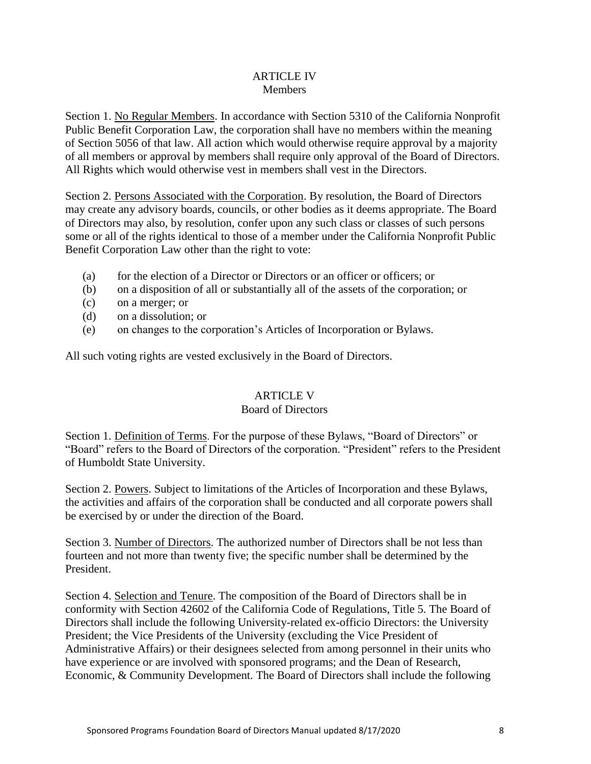## ARTICLE IV
### Members

Section 1. <u>No Regular Members</u>. In accordance with Section 5310 of the California Nonprofit Public Benefit Corporation Law, the corporation shall have no members within the meaning of Section 5056 of that law. All action which would otherwise require approval by a majority of all members or approval by members shall require only approval of the Board of Directors. All Rights which would otherwise vest in members shall vest in the Directors.

Section 2. <u>Persons Associated with the Corporation</u>. By resolution, the Board of Directors may create any advisory boards, councils, or other bodies as it deems appropriate. The Board of Directors may also, by resolution, confer upon any such class or classes of such persons some or all of the rights identical to those of a member under the California Nonprofit Public Benefit Corporation Law other than the right to vote:

- (a) for the election of a Director or Directors or an officer or officers; or
- (b) on a disposition of all or substantially all of the assets of the corporation; or
- (c) on a merger; or
- (d) on a dissolution; or
- (e) on changes to the corporation's Articles of Incorporation or Bylaws.

All such voting rights are vested exclusively in the Board of Directors.

## ARTICLE V
### Board of Directors

Section 1. <u>Definition of Terms</u>. For the purpose of these Bylaws, "Board of Directors" or "Board" refers to the Board of Directors of the corporation. "President" refers to the President of Humboldt State University.

Section 2. <u>Powers</u>. Subject to limitations of the Articles of Incorporation and these Bylaws, the activities and affairs of the corporation shall be conducted and all corporate powers shall be exercised by or under the direction of the Board.

Section 3. <u>Number of Directors</u>. The authorized number of Directors shall be not less than fourteen and not more than twenty five; the specific number shall be determined by the President.

Section 4. <u>Selection and Tenure</u>. The composition of the Board of Directors shall be in conformity with Section 42602 of the California Code of Regulations, Title 5. The Board of Directors shall include the following University-related ex-officio Directors: the University President; the Vice Presidents of the University (excluding the Vice President of Administrative Affairs) or their designees selected from among personnel in their units who have experience or are involved with sponsored programs; and the Dean of Research, Economic, & Community Development. The Board of Directors shall include the following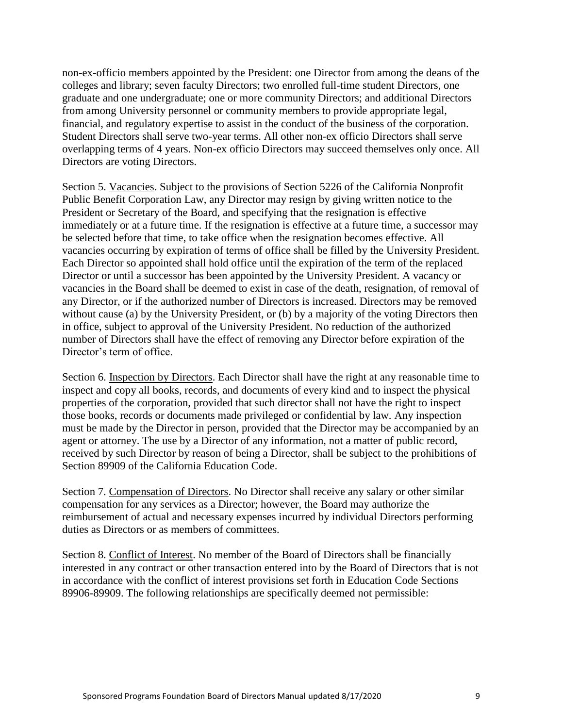non-ex-officio members appointed by the President: one Director from among the deans of the colleges and library; seven faculty Directors; two enrolled full-time student Directors, one graduate and one undergraduate; one or more community Directors; and additional Directors from among University personnel or community members to provide appropriate legal, financial, and regulatory expertise to assist in the conduct of the business of the corporation. Student Directors shall serve two-year terms. All other non-ex officio Directors shall serve overlapping terms of 4 years. Non-ex officio Directors may succeed themselves only once. All Directors are voting Directors.

Section 5. Vacancies. Subject to the provisions of Section 5226 of the California Nonprofit Public Benefit Corporation Law, any Director may resign by giving written notice to the President or Secretary of the Board, and specifying that the resignation is effective immediately or at a future time. If the resignation is effective at a future time, a successor may be selected before that time, to take office when the resignation becomes effective. All vacancies occurring by expiration of terms of office shall be filled by the University President. Each Director so appointed shall hold office until the expiration of the term of the replaced Director or until a successor has been appointed by the University President. A vacancy or vacancies in the Board shall be deemed to exist in case of the death, resignation, of removal of any Director, or if the authorized number of Directors is increased. Directors may be removed without cause (a) by the University President, or (b) by a majority of the voting Directors then in office, subject to approval of the University President. No reduction of the authorized number of Directors shall have the effect of removing any Director before expiration of the Director's term of office.

Section 6. Inspection by Directors. Each Director shall have the right at any reasonable time to inspect and copy all books, records, and documents of every kind and to inspect the physical properties of the corporation, provided that such director shall not have the right to inspect those books, records or documents made privileged or confidential by law. Any inspection must be made by the Director in person, provided that the Director may be accompanied by an agent or attorney. The use by a Director of any information, not a matter of public record, received by such Director by reason of being a Director, shall be subject to the prohibitions of Section 89909 of the California Education Code.

Section 7. Compensation of Directors. No Director shall receive any salary or other similar compensation for any services as a Director; however, the Board may authorize the reimbursement of actual and necessary expenses incurred by individual Directors performing duties as Directors or as members of committees.

Section 8. Conflict of Interest. No member of the Board of Directors shall be financially interested in any contract or other transaction entered into by the Board of Directors that is not in accordance with the conflict of interest provisions set forth in Education Code Sections 89906-89909. The following relationships are specifically deemed not permissible: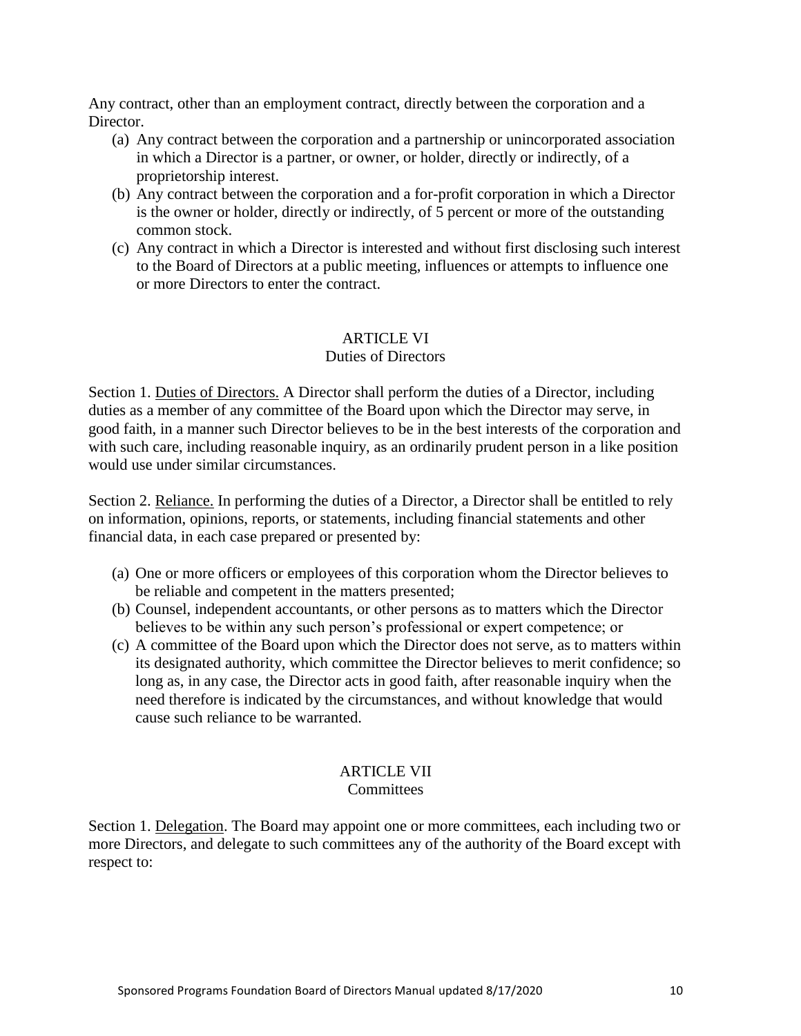Any contract, other than an employment contract, directly between the corporation and a Director.

(a) Any contract between the corporation and a partnership or unincorporated association in which a Director is a partner, or owner, or holder, directly or indirectly, of a proprietorship interest.
(b) Any contract between the corporation and a for-profit corporation in which a Director is the owner or holder, directly or indirectly, of 5 percent or more of the outstanding common stock.
(c) Any contract in which a Director is interested and without first disclosing such interest to the Board of Directors at a public meeting, influences or attempts to influence one or more Directors to enter the contract.

## ARTICLE VI
### Duties of Directors

Section 1. Duties of Directors. A Director shall perform the duties of a Director, including duties as a member of any committee of the Board upon which the Director may serve, in good faith, in a manner such Director believes to be in the best interests of the corporation and with such care, including reasonable inquiry, as an ordinarily prudent person in a like position would use under similar circumstances.

Section 2. Reliance. In performing the duties of a Director, a Director shall be entitled to rely on information, opinions, reports, or statements, including financial statements and other financial data, in each case prepared or presented by:

(a) One or more officers or employees of this corporation whom the Director believes to be reliable and competent in the matters presented;
(b) Counsel, independent accountants, or other persons as to matters which the Director believes to be within any such person's professional or expert competence; or
(c) A committee of the Board upon which the Director does not serve, as to matters within its designated authority, which committee the Director believes to merit confidence; so long as, in any case, the Director acts in good faith, after reasonable inquiry when the need therefore is indicated by the circumstances, and without knowledge that would cause such reliance to be warranted.

## ARTICLE VII
### Committees

Section 1. Delegation. The Board may appoint one or more committees, each including two or more Directors, and delegate to such committees any of the authority of the Board except with respect to: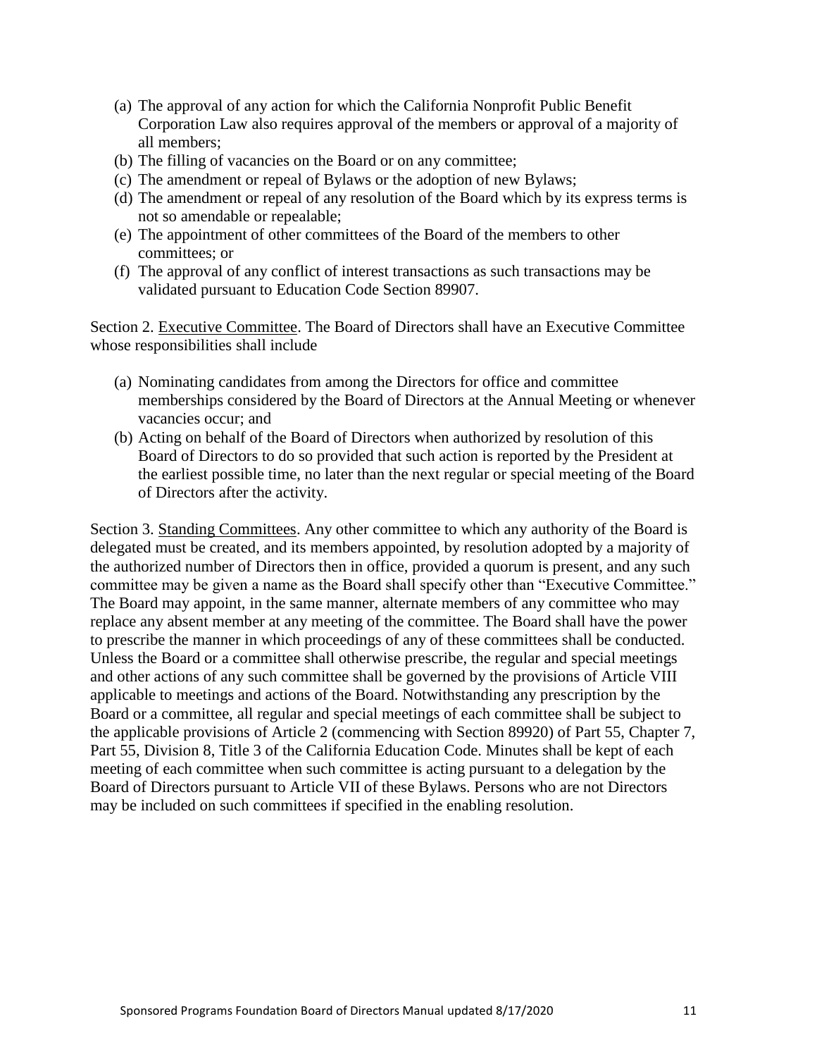(a) The approval of any action for which the California Nonprofit Public Benefit Corporation Law also requires approval of the members or approval of a majority of all members;
(b) The filling of vacancies on the Board or on any committee;
(c) The amendment or repeal of Bylaws or the adoption of new Bylaws;
(d) The amendment or repeal of any resolution of the Board which by its express terms is not so amendable or repealable;
(e) The appointment of other committees of the Board of the members to other committees; or
(f) The approval of any conflict of interest transactions as such transactions may be validated pursuant to Education Code Section 89907.

Section 2. Executive Committee. The Board of Directors shall have an Executive Committee whose responsibilities shall include

(a) Nominating candidates from among the Directors for office and committee memberships considered by the Board of Directors at the Annual Meeting or whenever vacancies occur; and
(b) Acting on behalf of the Board of Directors when authorized by resolution of this Board of Directors to do so provided that such action is reported by the President at the earliest possible time, no later than the next regular or special meeting of the Board of Directors after the activity.

Section 3. Standing Committees. Any other committee to which any authority of the Board is delegated must be created, and its members appointed, by resolution adopted by a majority of the authorized number of Directors then in office, provided a quorum is present, and any such committee may be given a name as the Board shall specify other than "Executive Committee." The Board may appoint, in the same manner, alternate members of any committee who may replace any absent member at any meeting of the committee. The Board shall have the power to prescribe the manner in which proceedings of any of these committees shall be conducted. Unless the Board or a committee shall otherwise prescribe, the regular and special meetings and other actions of any such committee shall be governed by the provisions of Article VIII applicable to meetings and actions of the Board. Notwithstanding any prescription by the Board or a committee, all regular and special meetings of each committee shall be subject to the applicable provisions of Article 2 (commencing with Section 89920) of Part 55, Chapter 7, Part 55, Division 8, Title 3 of the California Education Code. Minutes shall be kept of each meeting of each committee when such committee is acting pursuant to a delegation by the Board of Directors pursuant to Article VII of these Bylaws. Persons who are not Directors may be included on such committees if specified in the enabling resolution.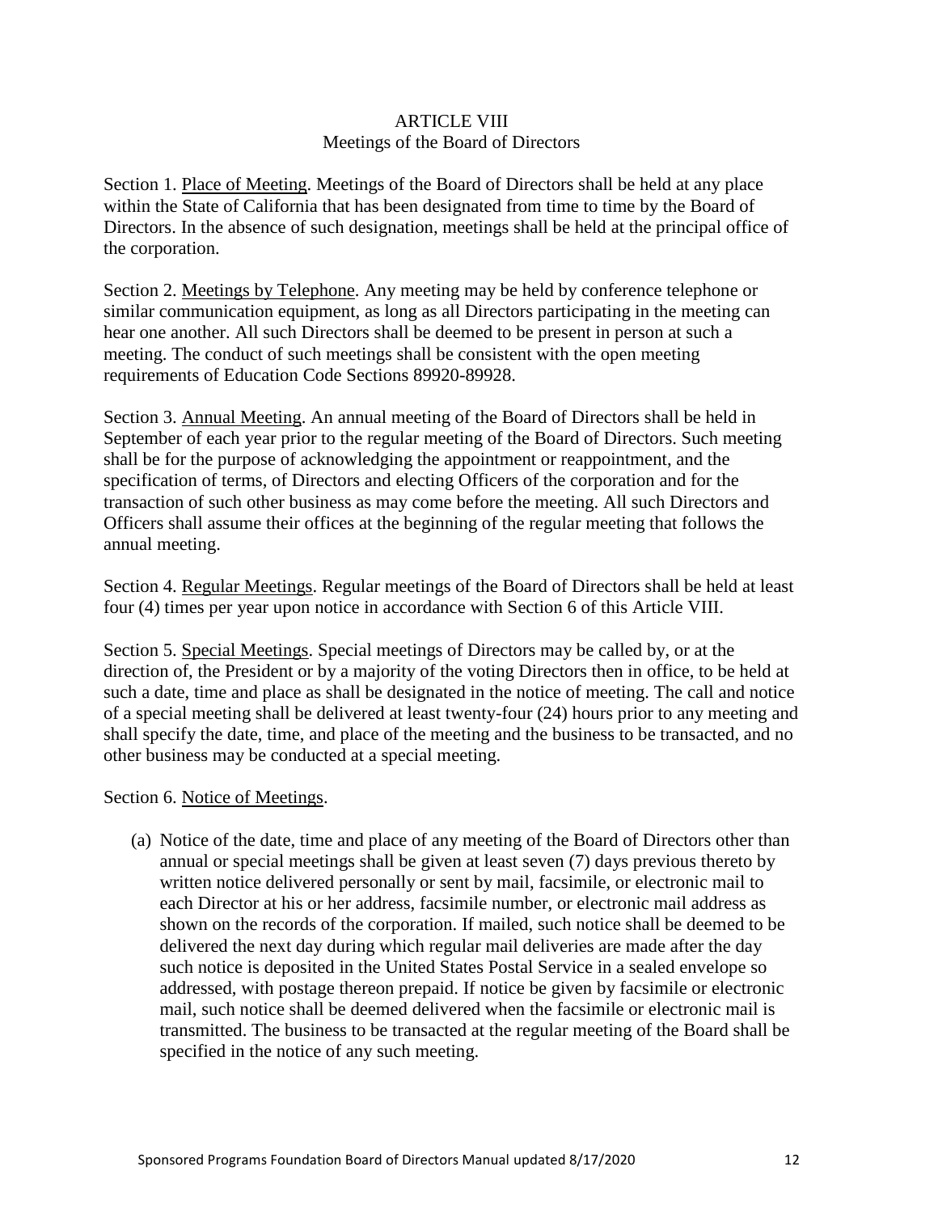## ARTICLE VIII
## Meetings of the Board of Directors

Section 1. Place of Meeting. Meetings of the Board of Directors shall be held at any place within the State of California that has been designated from time to time by the Board of Directors. In the absence of such designation, meetings shall be held at the principal office of the corporation.

Section 2. Meetings by Telephone. Any meeting may be held by conference telephone or similar communication equipment, as long as all Directors participating in the meeting can hear one another. All such Directors shall be deemed to be present in person at such a meeting. The conduct of such meetings shall be consistent with the open meeting requirements of Education Code Sections 89920-89928.

Section 3. Annual Meeting. An annual meeting of the Board of Directors shall be held in September of each year prior to the regular meeting of the Board of Directors. Such meeting shall be for the purpose of acknowledging the appointment or reappointment, and the specification of terms, of Directors and electing Officers of the corporation and for the transaction of such other business as may come before the meeting. All such Directors and Officers shall assume their offices at the beginning of the regular meeting that follows the annual meeting.

Section 4. Regular Meetings. Regular meetings of the Board of Directors shall be held at least four (4) times per year upon notice in accordance with Section 6 of this Article VIII.

Section 5. Special Meetings. Special meetings of Directors may be called by, or at the direction of, the President or by a majority of the voting Directors then in office, to be held at such a date, time and place as shall be designated in the notice of meeting. The call and notice of a special meeting shall be delivered at least twenty-four (24) hours prior to any meeting and shall specify the date, time, and place of the meeting and the business to be transacted, and no other business may be conducted at a special meeting.

Section 6. Notice of Meetings.

(a) Notice of the date, time and place of any meeting of the Board of Directors other than annual or special meetings shall be given at least seven (7) days previous thereto by written notice delivered personally or sent by mail, facsimile, or electronic mail to each Director at his or her address, facsimile number, or electronic mail address as shown on the records of the corporation. If mailed, such notice shall be deemed to be delivered the next day during which regular mail deliveries are made after the day such notice is deposited in the United States Postal Service in a sealed envelope so addressed, with postage thereon prepaid. If notice be given by facsimile or electronic mail, such notice shall be deemed delivered when the facsimile or electronic mail is transmitted. The business to be transacted at the regular meeting of the Board shall be specified in the notice of any such meeting.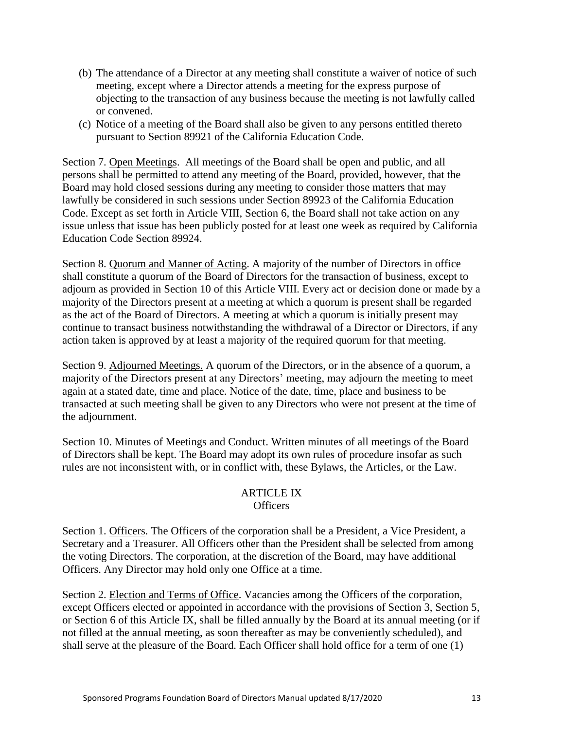(b) The attendance of a Director at any meeting shall constitute a waiver of notice of such meeting, except where a Director attends a meeting for the express purpose of objecting to the transaction of any business because the meeting is not lawfully called or convened.

(c) Notice of a meeting of the Board shall also be given to any persons entitled thereto pursuant to Section 89921 of the California Education Code.

Section 7. Open Meetings. All meetings of the Board shall be open and public, and all persons shall be permitted to attend any meeting of the Board, provided, however, that the Board may hold closed sessions during any meeting to consider those matters that may lawfully be considered in such sessions under Section 89923 of the California Education Code. Except as set forth in Article VIII, Section 6, the Board shall not take action on any issue unless that issue has been publicly posted for at least one week as required by California Education Code Section 89924.

Section 8. Quorum and Manner of Acting. A majority of the number of Directors in office shall constitute a quorum of the Board of Directors for the transaction of business, except to adjourn as provided in Section 10 of this Article VIII. Every act or decision done or made by a majority of the Directors present at a meeting at which a quorum is present shall be regarded as the act of the Board of Directors. A meeting at which a quorum is initially present may continue to transact business notwithstanding the withdrawal of a Director or Directors, if any action taken is approved by at least a majority of the required quorum for that meeting.

Section 9. Adjourned Meetings. A quorum of the Directors, or in the absence of a quorum, a majority of the Directors present at any Directors' meeting, may adjourn the meeting to meet again at a stated date, time and place. Notice of the date, time, place and business to be transacted at such meeting shall be given to any Directors who were not present at the time of the adjournment.

Section 10. Minutes of Meetings and Conduct. Written minutes of all meetings of the Board of Directors shall be kept. The Board may adopt its own rules of procedure insofar as such rules are not inconsistent with, or in conflict with, these Bylaws, the Articles, or the Law.

## ARTICLE IX
### Officers

Section 1. Officers. The Officers of the corporation shall be a President, a Vice President, a Secretary and a Treasurer. All Officers other than the President shall be selected from among the voting Directors. The corporation, at the discretion of the Board, may have additional Officers. Any Director may hold only one Office at a time.

Section 2. Election and Terms of Office. Vacancies among the Officers of the corporation, except Officers elected or appointed in accordance with the provisions of Section 3, Section 5, or Section 6 of this Article IX, shall be filled annually by the Board at its annual meeting (or if not filled at the annual meeting, as soon thereafter as may be conveniently scheduled), and shall serve at the pleasure of the Board. Each Officer shall hold office for a term of one (1)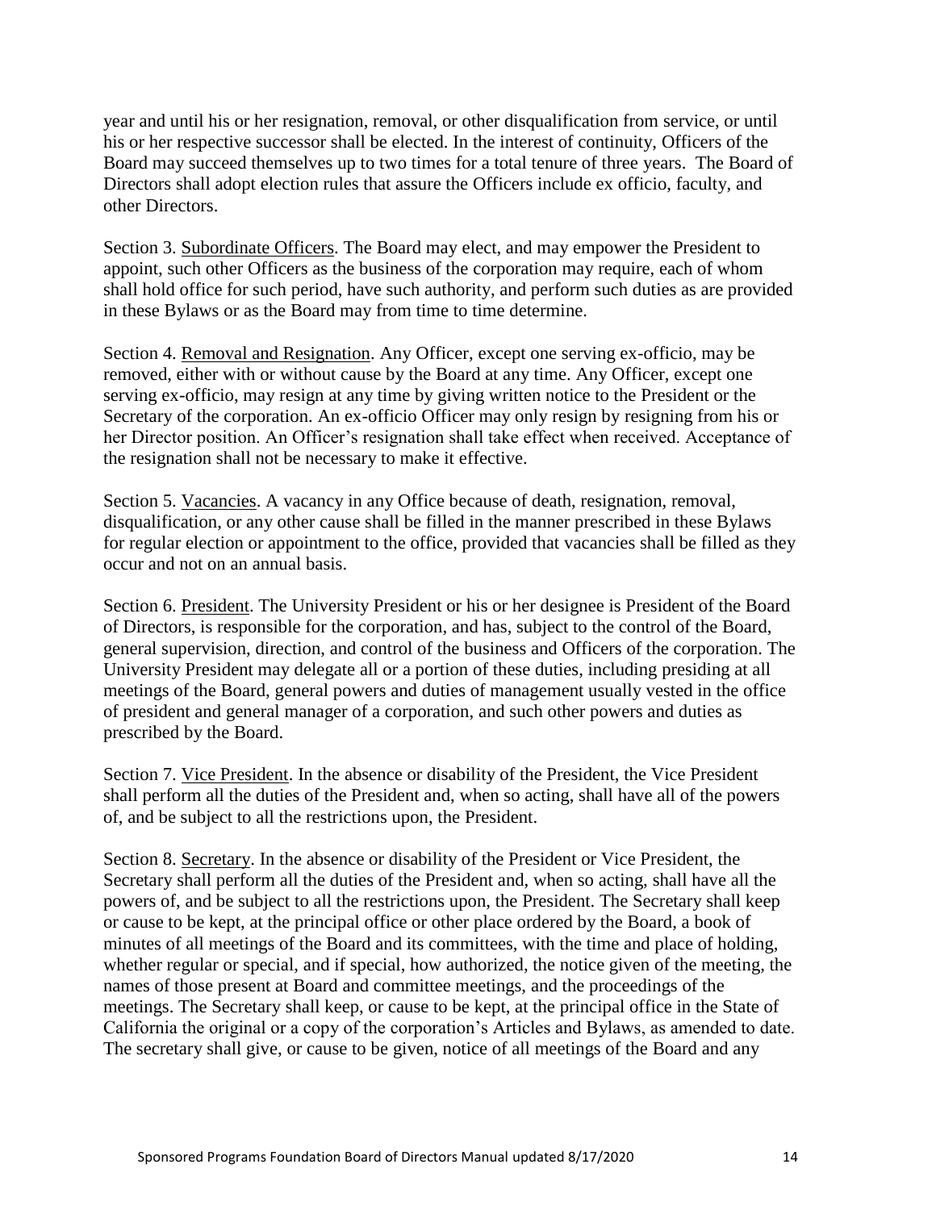year and until his or her resignation, removal, or other disqualification from service, or until his or her respective successor shall be elected. In the interest of continuity, Officers of the Board may succeed themselves up to two times for a total tenure of three years. The Board of Directors shall adopt election rules that assure the Officers include ex officio, faculty, and other Directors.

Section 3. Subordinate Officers. The Board may elect, and may empower the President to appoint, such other Officers as the business of the corporation may require, each of whom shall hold office for such period, have such authority, and perform such duties as are provided in these Bylaws or as the Board may from time to time determine.

Section 4. Removal and Resignation. Any Officer, except one serving ex-officio, may be removed, either with or without cause by the Board at any time. Any Officer, except one serving ex-officio, may resign at any time by giving written notice to the President or the Secretary of the corporation. An ex-officio Officer may only resign by resigning from his or her Director position. An Officer's resignation shall take effect when received. Acceptance of the resignation shall not be necessary to make it effective.

Section 5. Vacancies. A vacancy in any Office because of death, resignation, removal, disqualification, or any other cause shall be filled in the manner prescribed in these Bylaws for regular election or appointment to the office, provided that vacancies shall be filled as they occur and not on an annual basis.

Section 6. President. The University President or his or her designee is President of the Board of Directors, is responsible for the corporation, and has, subject to the control of the Board, general supervision, direction, and control of the business and Officers of the corporation. The University President may delegate all or a portion of these duties, including presiding at all meetings of the Board, general powers and duties of management usually vested in the office of president and general manager of a corporation, and such other powers and duties as prescribed by the Board.

Section 7. Vice President. In the absence or disability of the President, the Vice President shall perform all the duties of the President and, when so acting, shall have all of the powers of, and be subject to all the restrictions upon, the President.

Section 8. Secretary. In the absence or disability of the President or Vice President, the Secretary shall perform all the duties of the President and, when so acting, shall have all the powers of, and be subject to all the restrictions upon, the President. The Secretary shall keep or cause to be kept, at the principal office or other place ordered by the Board, a book of minutes of all meetings of the Board and its committees, with the time and place of holding, whether regular or special, and if special, how authorized, the notice given of the meeting, the names of those present at Board and committee meetings, and the proceedings of the meetings. The Secretary shall keep, or cause to be kept, at the principal office in the State of California the original or a copy of the corporation's Articles and Bylaws, as amended to date. The secretary shall give, or cause to be given, notice of all meetings of the Board and any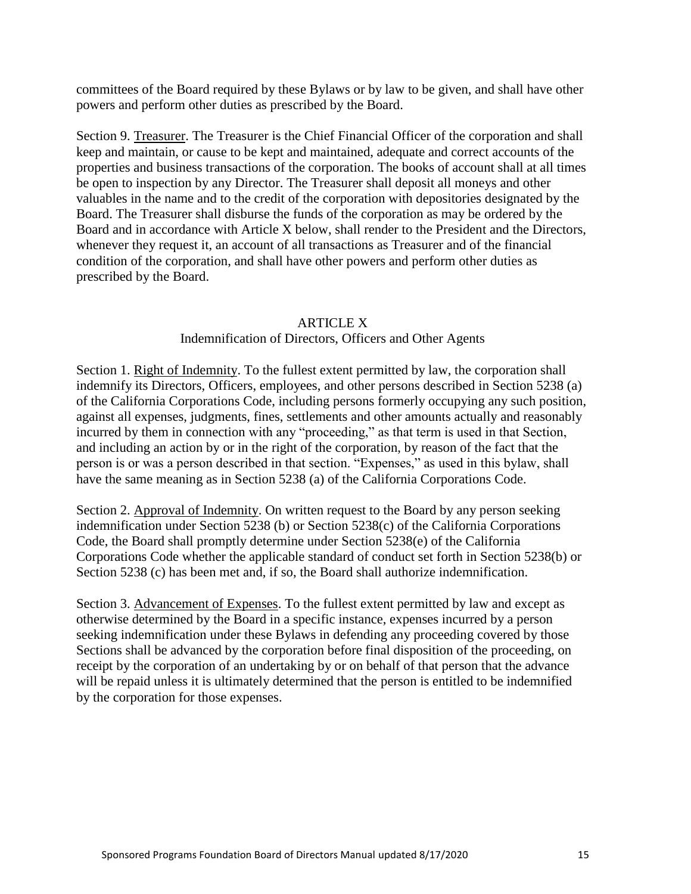committees of the Board required by these Bylaws or by law to be given, and shall have other powers and perform other duties as prescribed by the Board.

Section 9. Treasurer. The Treasurer is the Chief Financial Officer of the corporation and shall keep and maintain, or cause to be kept and maintained, adequate and correct accounts of the properties and business transactions of the corporation. The books of account shall at all times be open to inspection by any Director. The Treasurer shall deposit all moneys and other valuables in the name and to the credit of the corporation with depositories designated by the Board. The Treasurer shall disburse the funds of the corporation as may be ordered by the Board and in accordance with Article X below, shall render to the President and the Directors, whenever they request it, an account of all transactions as Treasurer and of the financial condition of the corporation, and shall have other powers and perform other duties as prescribed by the Board.

## ARTICLE X
### Indemnification of Directors, Officers and Other Agents

Section 1. Right of Indemnity. To the fullest extent permitted by law, the corporation shall indemnify its Directors, Officers, employees, and other persons described in Section 5238 (a) of the California Corporations Code, including persons formerly occupying any such position, against all expenses, judgments, fines, settlements and other amounts actually and reasonably incurred by them in connection with any "proceeding," as that term is used in that Section, and including an action by or in the right of the corporation, by reason of the fact that the person is or was a person described in that section. "Expenses," as used in this bylaw, shall have the same meaning as in Section 5238 (a) of the California Corporations Code.

Section 2. Approval of Indemnity. On written request to the Board by any person seeking indemnification under Section 5238 (b) or Section 5238(c) of the California Corporations Code, the Board shall promptly determine under Section 5238(e) of the California Corporations Code whether the applicable standard of conduct set forth in Section 5238(b) or Section 5238 (c) has been met and, if so, the Board shall authorize indemnification.

Section 3. Advancement of Expenses. To the fullest extent permitted by law and except as otherwise determined by the Board in a specific instance, expenses incurred by a person seeking indemnification under these Bylaws in defending any proceeding covered by those Sections shall be advanced by the corporation before final disposition of the proceeding, on receipt by the corporation of an undertaking by or on behalf of that person that the advance will be repaid unless it is ultimately determined that the person is entitled to be indemnified by the corporation for those expenses.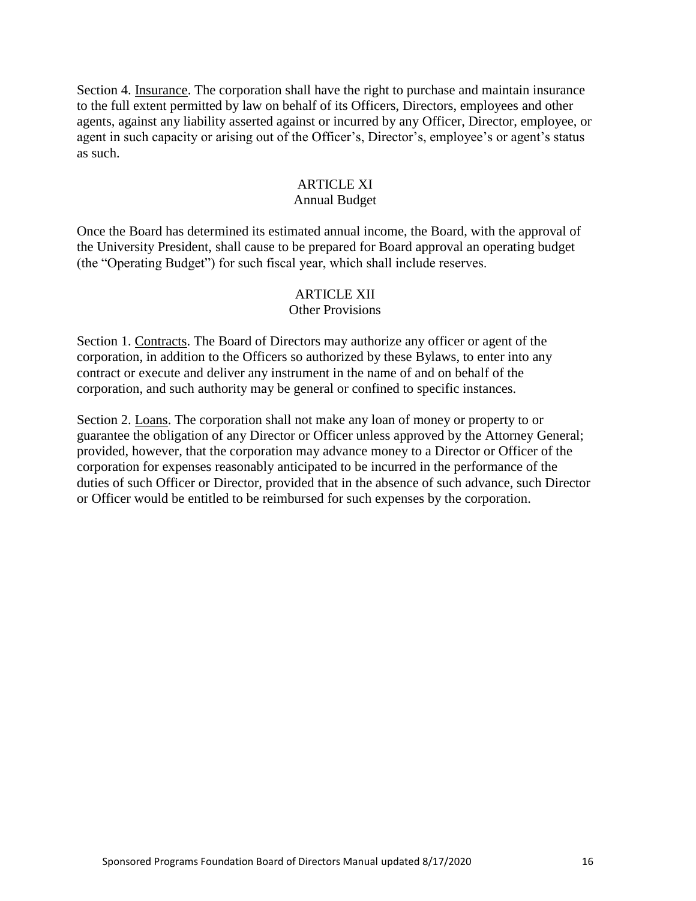Section 4. Insurance. The corporation shall have the right to purchase and maintain insurance to the full extent permitted by law on behalf of its Officers, Directors, employees and other agents, against any liability asserted against or incurred by any Officer, Director, employee, or agent in such capacity or arising out of the Officer's, Director's, employee's or agent's status as such.

## ARTICLE XI
### Annual Budget

Once the Board has determined its estimated annual income, the Board, with the approval of the University President, shall cause to be prepared for Board approval an operating budget (the "Operating Budget") for such fiscal year, which shall include reserves.

## ARTICLE XII
### Other Provisions

Section 1. Contracts. The Board of Directors may authorize any officer or agent of the corporation, in addition to the Officers so authorized by these Bylaws, to enter into any contract or execute and deliver any instrument in the name of and on behalf of the corporation, and such authority may be general or confined to specific instances.

Section 2. Loans. The corporation shall not make any loan of money or property to or guarantee the obligation of any Director or Officer unless approved by the Attorney General; provided, however, that the corporation may advance money to a Director or Officer of the corporation for expenses reasonably anticipated to be incurred in the performance of the duties of such Officer or Director, provided that in the absence of such advance, such Director or Officer would be entitled to be reimbursed for such expenses by the corporation.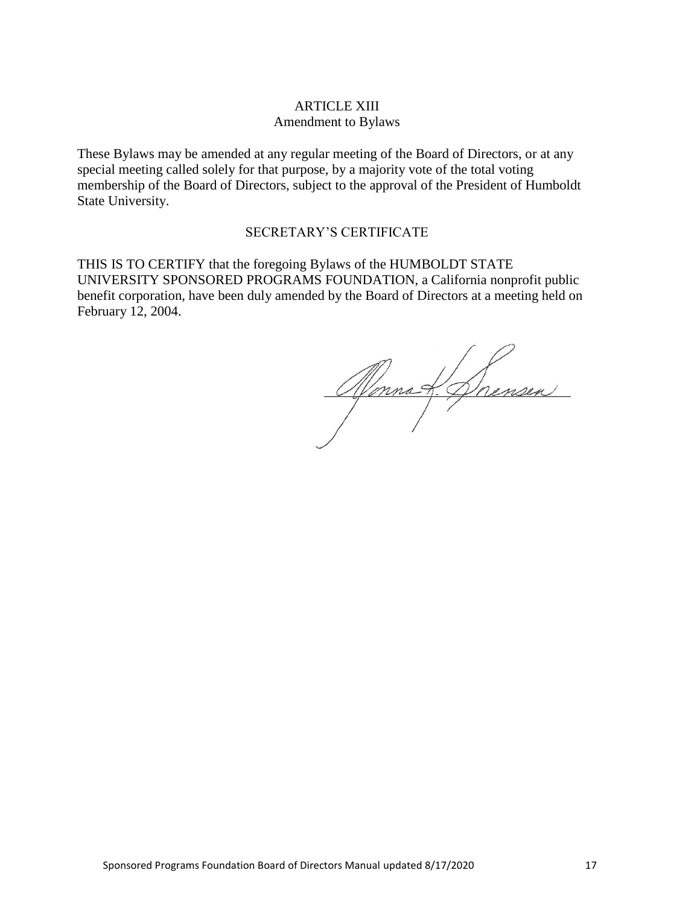## ARTICLE XIII
### Amendment to Bylaws

These Bylaws may be amended at any regular meeting of the Board of Directors, or at any special meeting called solely for that purpose, by a majority vote of the total voting membership of the Board of Directors, subject to the approval of the President of Humboldt State University.

### SECRETARY'S CERTIFICATE

THIS IS TO CERTIFY that the foregoing Bylaws of the HUMBOLDT STATE UNIVERSITY SPONSORED PROGRAMS FOUNDATION, a California nonprofit public benefit corporation, have been duly amended by the Board of Directors at a meeting held on February 12, 2004.

Donna K. Sorensen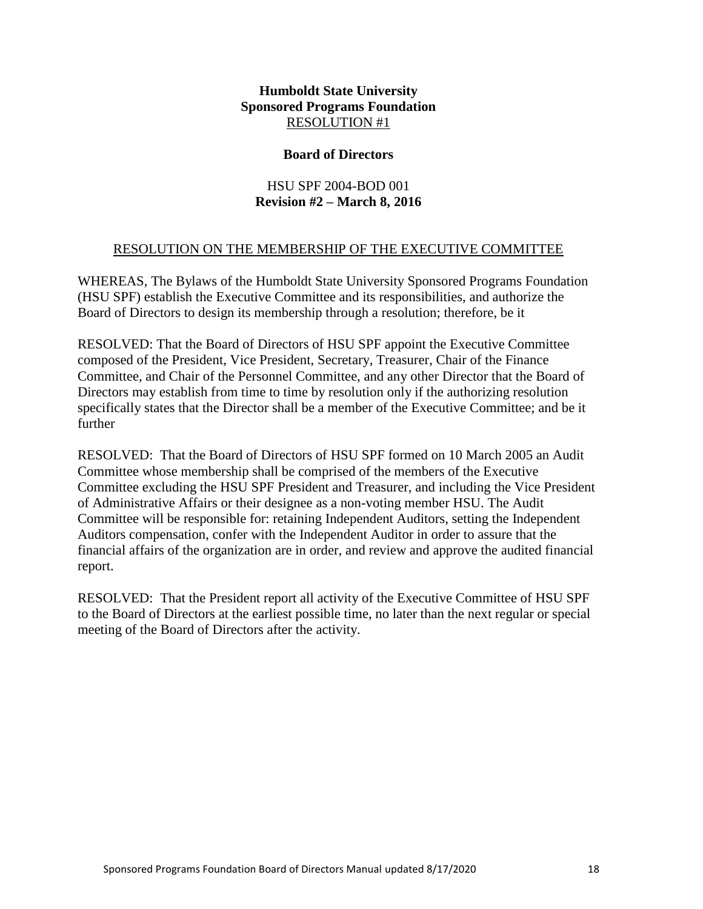**Humboldt State University**
**Sponsored Programs Foundation**
RESOLUTION #1

**Board of Directors**

HSU SPF 2004-BOD 001
**Revision #2 – March 8, 2016**

RESOLUTION ON THE MEMBERSHIP OF THE EXECUTIVE COMMITTEE

WHEREAS, The Bylaws of the Humboldt State University Sponsored Programs Foundation (HSU SPF) establish the Executive Committee and its responsibilities, and authorize the Board of Directors to design its membership through a resolution; therefore, be it

RESOLVED: That the Board of Directors of HSU SPF appoint the Executive Committee composed of the President, Vice President, Secretary, Treasurer, Chair of the Finance Committee, and Chair of the Personnel Committee, and any other Director that the Board of Directors may establish from time to time by resolution only if the authorizing resolution specifically states that the Director shall be a member of the Executive Committee; and be it further

RESOLVED: That the Board of Directors of HSU SPF formed on 10 March 2005 an Audit Committee whose membership shall be comprised of the members of the Executive Committee excluding the HSU SPF President and Treasurer, and including the Vice President of Administrative Affairs or their designee as a non-voting member HSU. The Audit Committee will be responsible for: retaining Independent Auditors, setting the Independent Auditors compensation, confer with the Independent Auditor in order to assure that the financial affairs of the organization are in order, and review and approve the audited financial report.

RESOLVED: That the President report all activity of the Executive Committee of HSU SPF to the Board of Directors at the earliest possible time, no later than the next regular or special meeting of the Board of Directors after the activity.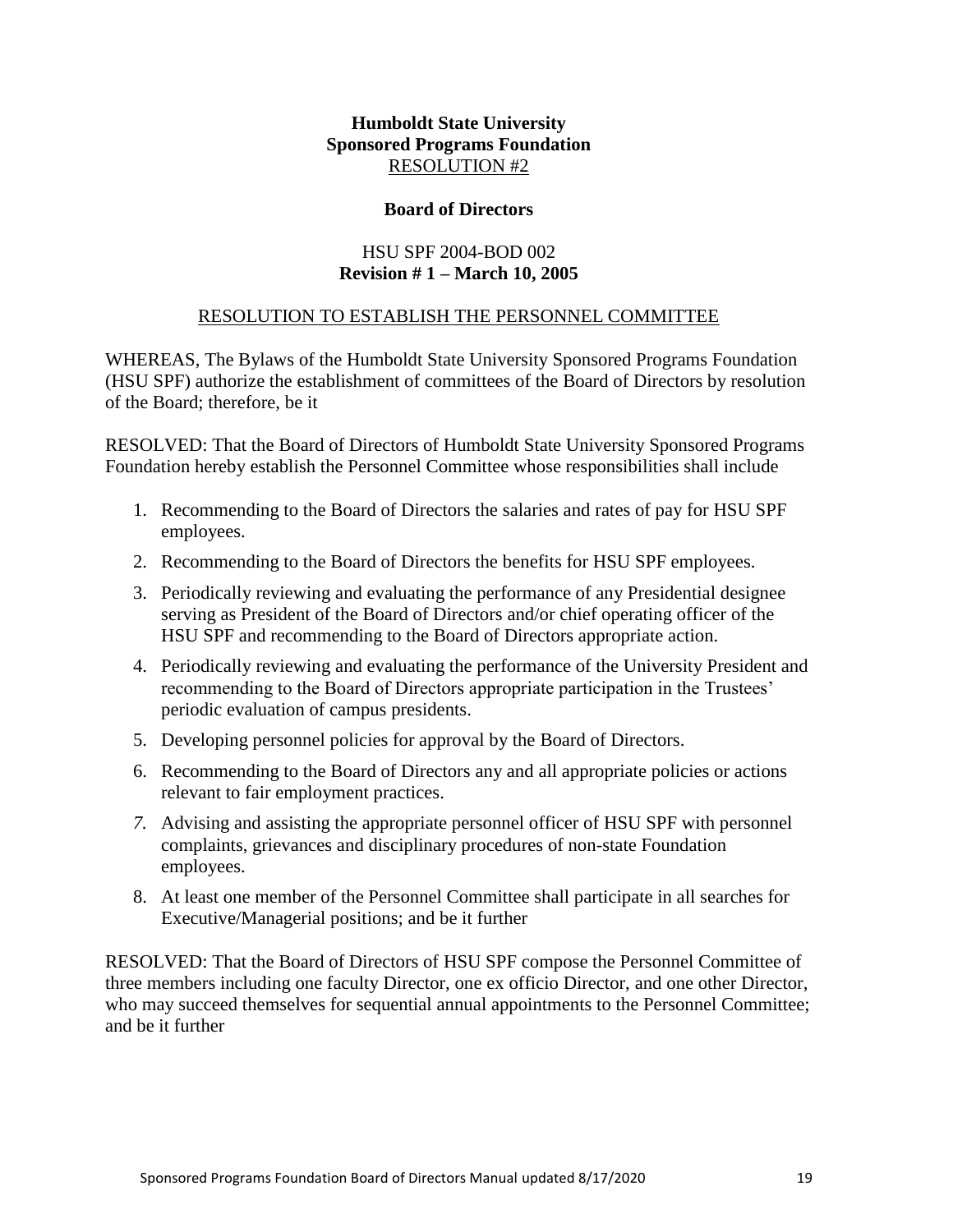**Humboldt State University**
**Sponsored Programs Foundation**
RESOLUTION #2

**Board of Directors**

HSU SPF 2004-BOD 002
**Revision # 1 – March 10, 2005**

RESOLUTION TO ESTABLISH THE PERSONNEL COMMITTEE

WHEREAS, The Bylaws of the Humboldt State University Sponsored Programs Foundation (HSU SPF) authorize the establishment of committees of the Board of Directors by resolution of the Board; therefore, be it

RESOLVED: That the Board of Directors of Humboldt State University Sponsored Programs Foundation hereby establish the Personnel Committee whose responsibilities shall include

1. Recommending to the Board of Directors the salaries and rates of pay for HSU SPF employees.
2. Recommending to the Board of Directors the benefits for HSU SPF employees.
3. Periodically reviewing and evaluating the performance of any Presidential designee serving as President of the Board of Directors and/or chief operating officer of the HSU SPF and recommending to the Board of Directors appropriate action.
4. Periodically reviewing and evaluating the performance of the University President and recommending to the Board of Directors appropriate participation in the Trustees' periodic evaluation of campus presidents.
5. Developing personnel policies for approval by the Board of Directors.
6. Recommending to the Board of Directors any and all appropriate policies or actions relevant to fair employment practices.
7. Advising and assisting the appropriate personnel officer of HSU SPF with personnel complaints, grievances and disciplinary procedures of non-state Foundation employees.
8. At least one member of the Personnel Committee shall participate in all searches for Executive/Managerial positions; and be it further

RESOLVED: That the Board of Directors of HSU SPF compose the Personnel Committee of three members including one faculty Director, one ex officio Director, and one other Director, who may succeed themselves for sequential annual appointments to the Personnel Committee; and be it further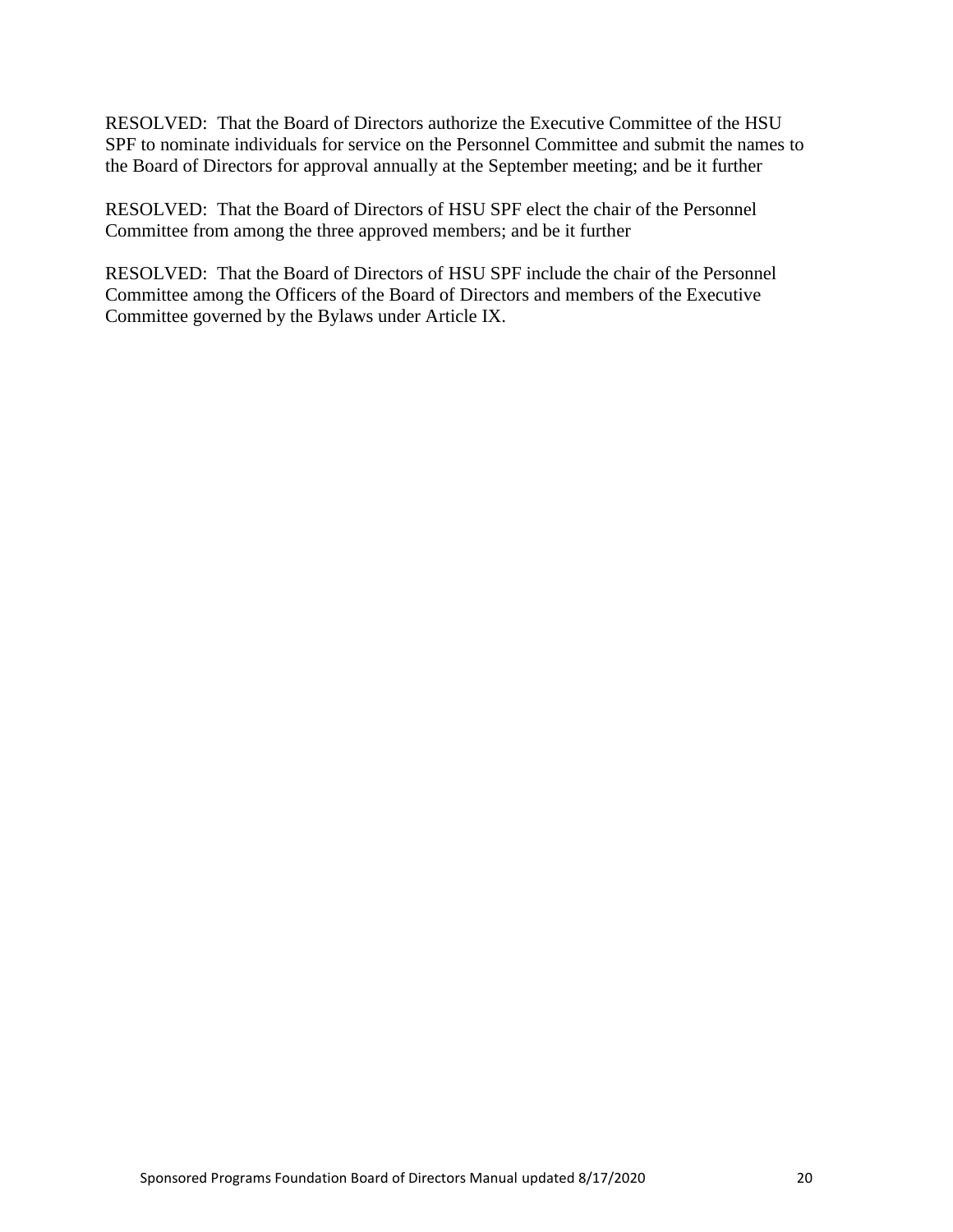RESOLVED: That the Board of Directors authorize the Executive Committee of the HSU SPF to nominate individuals for service on the Personnel Committee and submit the names to the Board of Directors for approval annually at the September meeting; and be it further

RESOLVED: That the Board of Directors of HSU SPF elect the chair of the Personnel Committee from among the three approved members; and be it further

RESOLVED: That the Board of Directors of HSU SPF include the chair of the Personnel Committee among the Officers of the Board of Directors and members of the Executive Committee governed by the Bylaws under Article IX.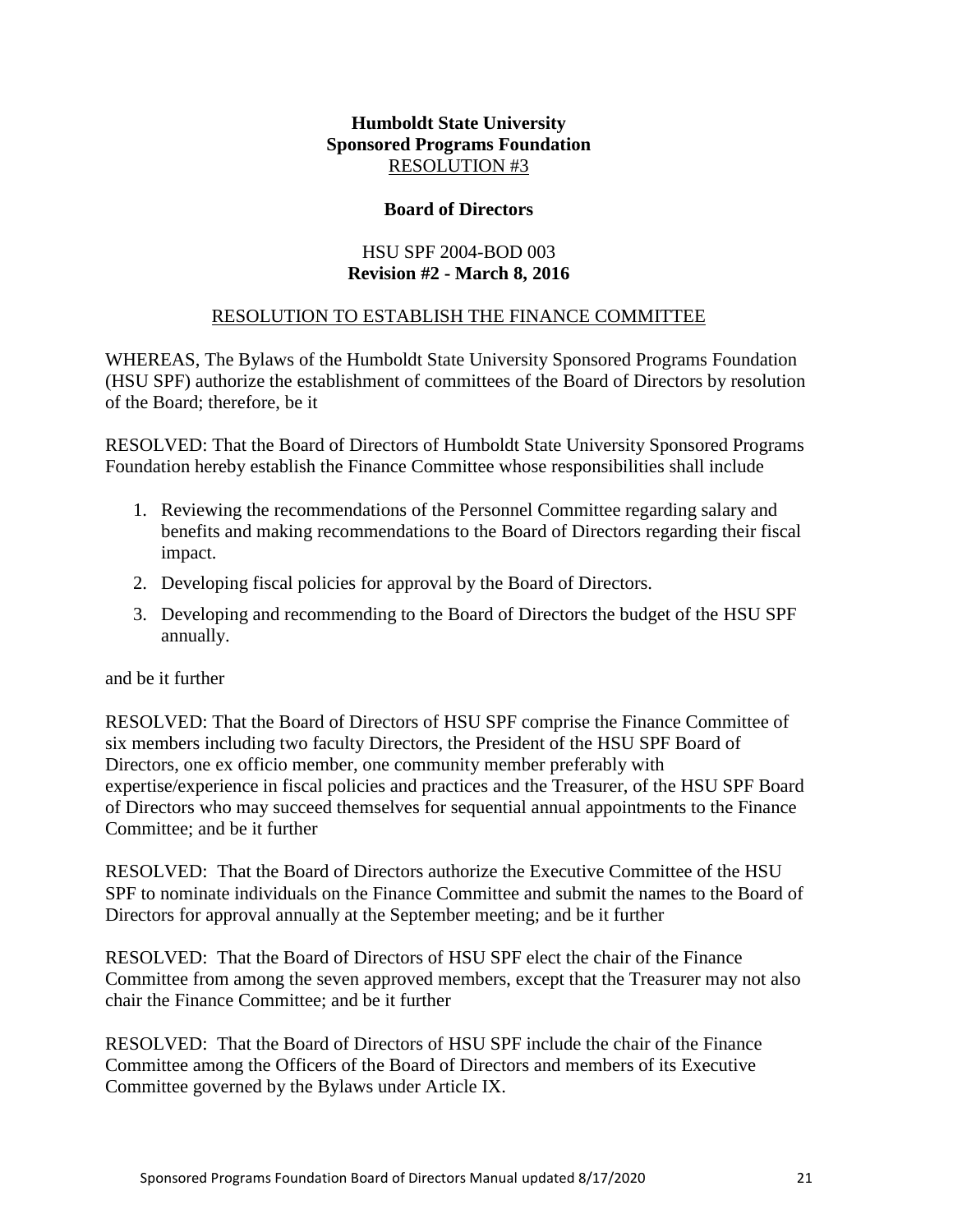**Humboldt State University**
**Sponsored Programs Foundation**
RESOLUTION #3

**Board of Directors**

HSU SPF 2004-BOD 003
**Revision #2 - March 8, 2016**

RESOLUTION TO ESTABLISH THE FINANCE COMMITTEE

WHEREAS, The Bylaws of the Humboldt State University Sponsored Programs Foundation (HSU SPF) authorize the establishment of committees of the Board of Directors by resolution of the Board; therefore, be it

RESOLVED: That the Board of Directors of Humboldt State University Sponsored Programs Foundation hereby establish the Finance Committee whose responsibilities shall include

1. Reviewing the recommendations of the Personnel Committee regarding salary and benefits and making recommendations to the Board of Directors regarding their fiscal impact.
2. Developing fiscal policies for approval by the Board of Directors.
3. Developing and recommending to the Board of Directors the budget of the HSU SPF annually.

and be it further

RESOLVED: That the Board of Directors of HSU SPF comprise the Finance Committee of six members including two faculty Directors, the President of the HSU SPF Board of Directors, one ex officio member, one community member preferably with expertise/experience in fiscal policies and practices and the Treasurer, of the HSU SPF Board of Directors who may succeed themselves for sequential annual appointments to the Finance Committee; and be it further

RESOLVED: That the Board of Directors authorize the Executive Committee of the HSU SPF to nominate individuals on the Finance Committee and submit the names to the Board of Directors for approval annually at the September meeting; and be it further

RESOLVED: That the Board of Directors of HSU SPF elect the chair of the Finance Committee from among the seven approved members, except that the Treasurer may not also chair the Finance Committee; and be it further

RESOLVED: That the Board of Directors of HSU SPF include the chair of the Finance Committee among the Officers of the Board of Directors and members of its Executive Committee governed by the Bylaws under Article IX.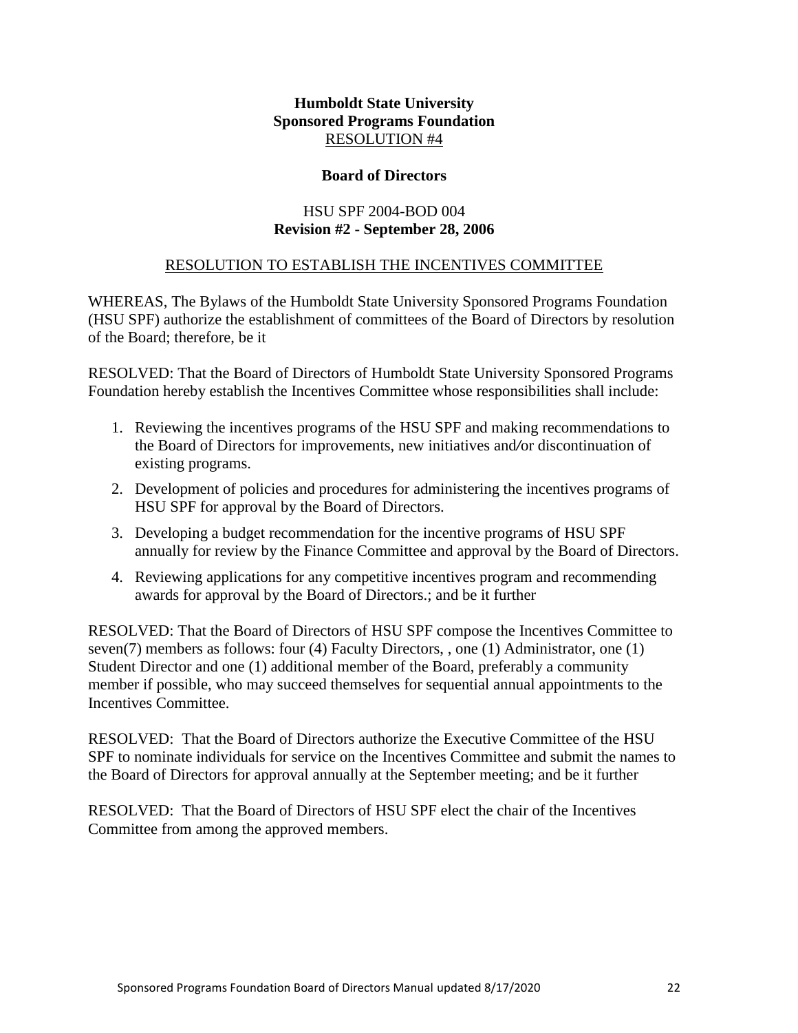**Humboldt State University**
**Sponsored Programs Foundation**
RESOLUTION #4

**Board of Directors**

HSU SPF 2004-BOD 004
**Revision #2 - September 28, 2006**

RESOLUTION TO ESTABLISH THE INCENTIVES COMMITTEE

WHEREAS, The Bylaws of the Humboldt State University Sponsored Programs Foundation (HSU SPF) authorize the establishment of committees of the Board of Directors by resolution of the Board; therefore, be it

RESOLVED: That the Board of Directors of Humboldt State University Sponsored Programs Foundation hereby establish the Incentives Committee whose responsibilities shall include:

1. Reviewing the incentives programs of the HSU SPF and making recommendations to the Board of Directors for improvements, new initiatives and/or discontinuation of existing programs.
2. Development of policies and procedures for administering the incentives programs of HSU SPF for approval by the Board of Directors.
3. Developing a budget recommendation for the incentive programs of HSU SPF annually for review by the Finance Committee and approval by the Board of Directors.
4. Reviewing applications for any competitive incentives program and recommending awards for approval by the Board of Directors.; and be it further

RESOLVED: That the Board of Directors of HSU SPF compose the Incentives Committee to seven(7) members as follows: four (4) Faculty Directors, , one (1) Administrator, one (1) Student Director and one (1) additional member of the Board, preferably a community member if possible, who may succeed themselves for sequential annual appointments to the Incentives Committee.

RESOLVED: That the Board of Directors authorize the Executive Committee of the HSU SPF to nominate individuals for service on the Incentives Committee and submit the names to the Board of Directors for approval annually at the September meeting; and be it further

RESOLVED: That the Board of Directors of HSU SPF elect the chair of the Incentives Committee from among the approved members.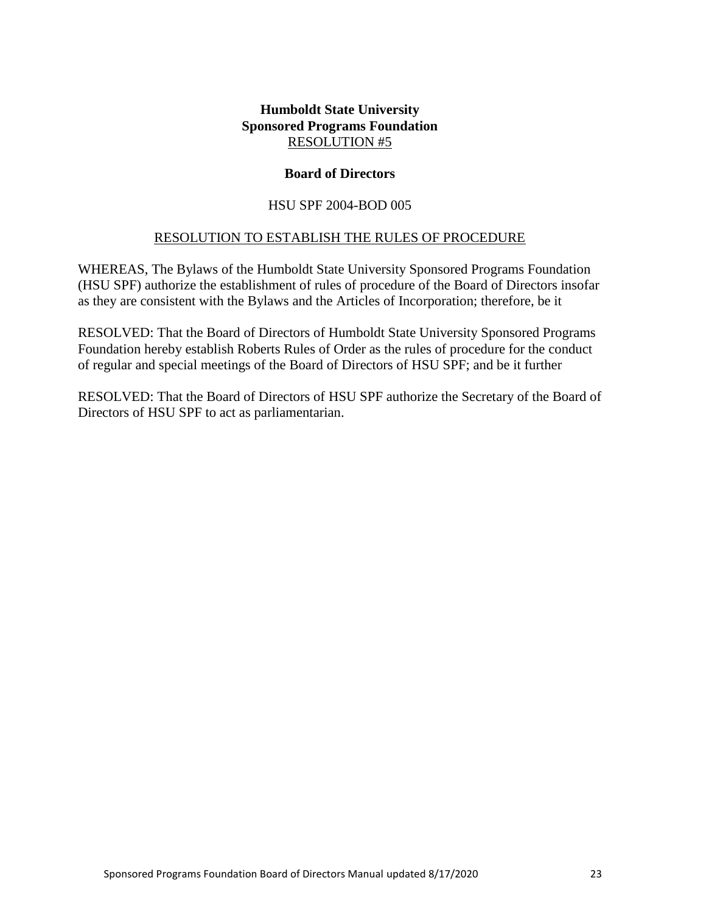**Humboldt State University**
**Sponsored Programs Foundation**
RESOLUTION #5

**Board of Directors**

HSU SPF 2004-BOD 005

RESOLUTION TO ESTABLISH THE RULES OF PROCEDURE

WHEREAS, The Bylaws of the Humboldt State University Sponsored Programs Foundation (HSU SPF) authorize the establishment of rules of procedure of the Board of Directors insofar as they are consistent with the Bylaws and the Articles of Incorporation; therefore, be it

RESOLVED: That the Board of Directors of Humboldt State University Sponsored Programs Foundation hereby establish Roberts Rules of Order as the rules of procedure for the conduct of regular and special meetings of the Board of Directors of HSU SPF; and be it further

RESOLVED: That the Board of Directors of HSU SPF authorize the Secretary of the Board of Directors of HSU SPF to act as parliamentarian.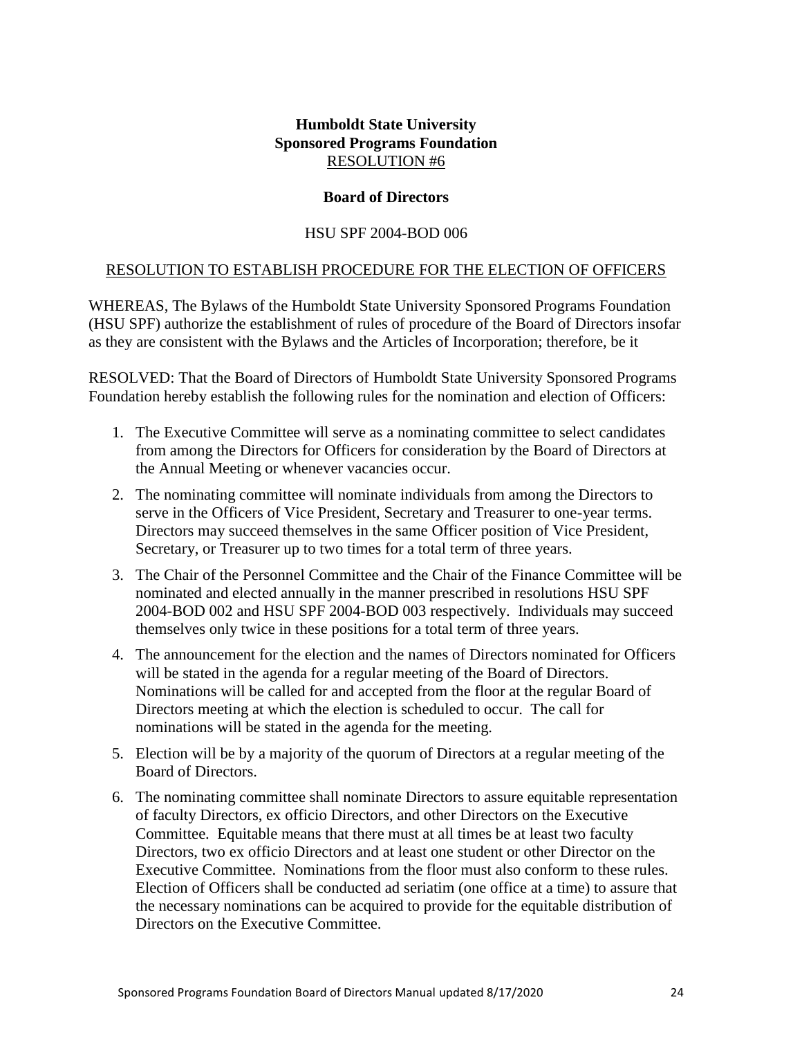**Humboldt State University**
**Sponsored Programs Foundation**
RESOLUTION #6

**Board of Directors**

HSU SPF 2004-BOD 006

RESOLUTION TO ESTABLISH PROCEDURE FOR THE ELECTION OF OFFICERS

WHEREAS, The Bylaws of the Humboldt State University Sponsored Programs Foundation (HSU SPF) authorize the establishment of rules of procedure of the Board of Directors insofar as they are consistent with the Bylaws and the Articles of Incorporation; therefore, be it

RESOLVED: That the Board of Directors of Humboldt State University Sponsored Programs Foundation hereby establish the following rules for the nomination and election of Officers:

1. The Executive Committee will serve as a nominating committee to select candidates from among the Directors for Officers for consideration by the Board of Directors at the Annual Meeting or whenever vacancies occur.
2. The nominating committee will nominate individuals from among the Directors to serve in the Officers of Vice President, Secretary and Treasurer to one-year terms. Directors may succeed themselves in the same Officer position of Vice President, Secretary, or Treasurer up to two times for a total term of three years.
3. The Chair of the Personnel Committee and the Chair of the Finance Committee will be nominated and elected annually in the manner prescribed in resolutions HSU SPF 2004-BOD 002 and HSU SPF 2004-BOD 003 respectively. Individuals may succeed themselves only twice in these positions for a total term of three years.
4. The announcement for the election and the names of Directors nominated for Officers will be stated in the agenda for a regular meeting of the Board of Directors. Nominations will be called for and accepted from the floor at the regular Board of Directors meeting at which the election is scheduled to occur. The call for nominations will be stated in the agenda for the meeting.
5. Election will be by a majority of the quorum of Directors at a regular meeting of the Board of Directors.
6. The nominating committee shall nominate Directors to assure equitable representation of faculty Directors, ex officio Directors, and other Directors on the Executive Committee. Equitable means that there must at all times be at least two faculty Directors, two ex officio Directors and at least one student or other Director on the Executive Committee. Nominations from the floor must also conform to these rules. Election of Officers shall be conducted ad seriatim (one office at a time) to assure that the necessary nominations can be acquired to provide for the equitable distribution of Directors on the Executive Committee.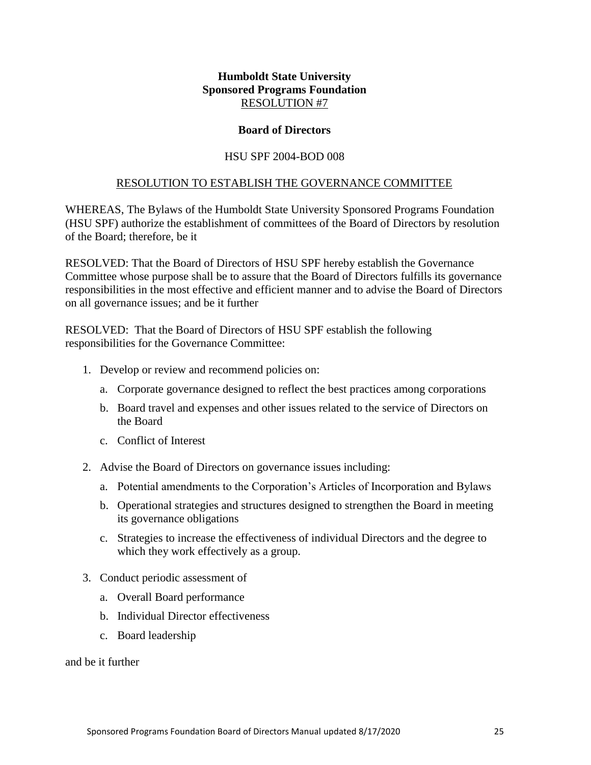**Humboldt State University**
**Sponsored Programs Foundation**
RESOLUTION #7

**Board of Directors**

HSU SPF 2004-BOD 008

RESOLUTION TO ESTABLISH THE GOVERNANCE COMMITTEE

WHEREAS, The Bylaws of the Humboldt State University Sponsored Programs Foundation (HSU SPF) authorize the establishment of committees of the Board of Directors by resolution of the Board; therefore, be it

RESOLVED: That the Board of Directors of HSU SPF hereby establish the Governance Committee whose purpose shall be to assure that the Board of Directors fulfills its governance responsibilities in the most effective and efficient manner and to advise the Board of Directors on all governance issues; and be it further

RESOLVED: That the Board of Directors of HSU SPF establish the following responsibilities for the Governance Committee:

1. Develop or review and recommend policies on:
   a. Corporate governance designed to reflect the best practices among corporations
   b. Board travel and expenses and other issues related to the service of Directors on the Board
   c. Conflict of Interest
2. Advise the Board of Directors on governance issues including:
   a. Potential amendments to the Corporation's Articles of Incorporation and Bylaws
   b. Operational strategies and structures designed to strengthen the Board in meeting its governance obligations
   c. Strategies to increase the effectiveness of individual Directors and the degree to which they work effectively as a group.
3. Conduct periodic assessment of
   a. Overall Board performance
   b. Individual Director effectiveness
   c. Board leadership

and be it further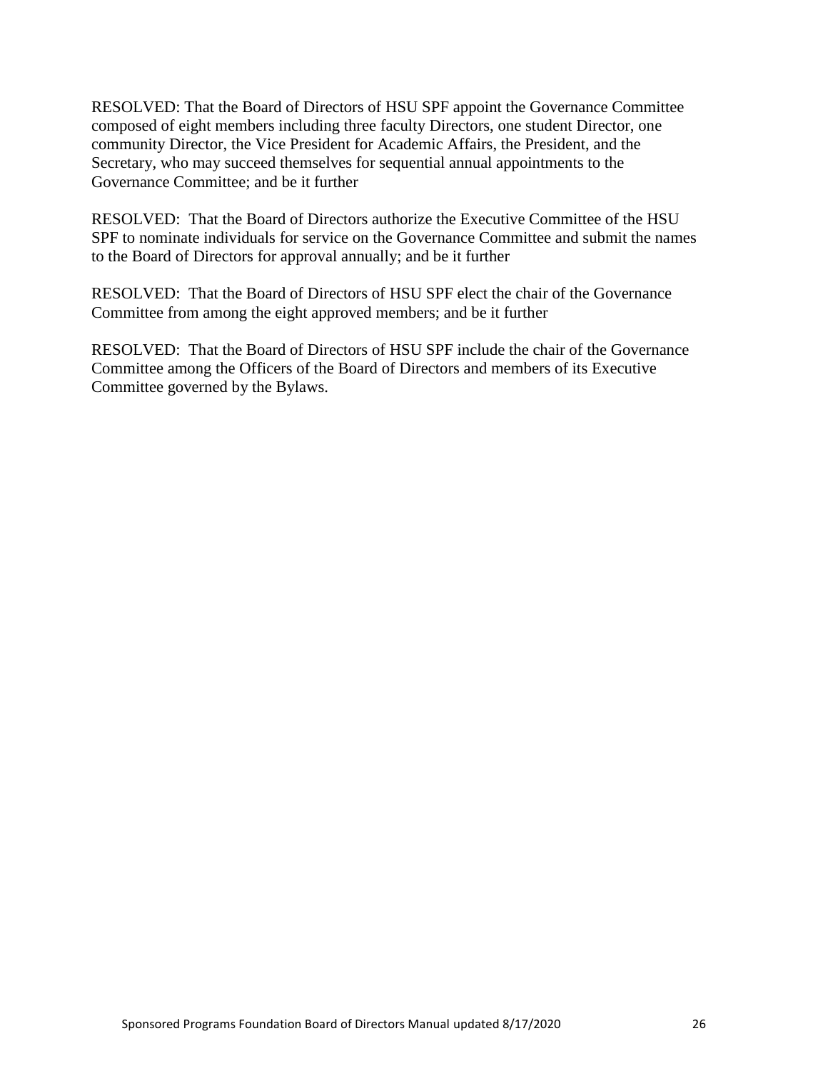RESOLVED: That the Board of Directors of HSU SPF appoint the Governance Committee composed of eight members including three faculty Directors, one student Director, one community Director, the Vice President for Academic Affairs, the President, and the Secretary, who may succeed themselves for sequential annual appointments to the Governance Committee; and be it further

RESOLVED: That the Board of Directors authorize the Executive Committee of the HSU SPF to nominate individuals for service on the Governance Committee and submit the names to the Board of Directors for approval annually; and be it further

RESOLVED: That the Board of Directors of HSU SPF elect the chair of the Governance Committee from among the eight approved members; and be it further

RESOLVED: That the Board of Directors of HSU SPF include the chair of the Governance Committee among the Officers of the Board of Directors and members of its Executive Committee governed by the Bylaws.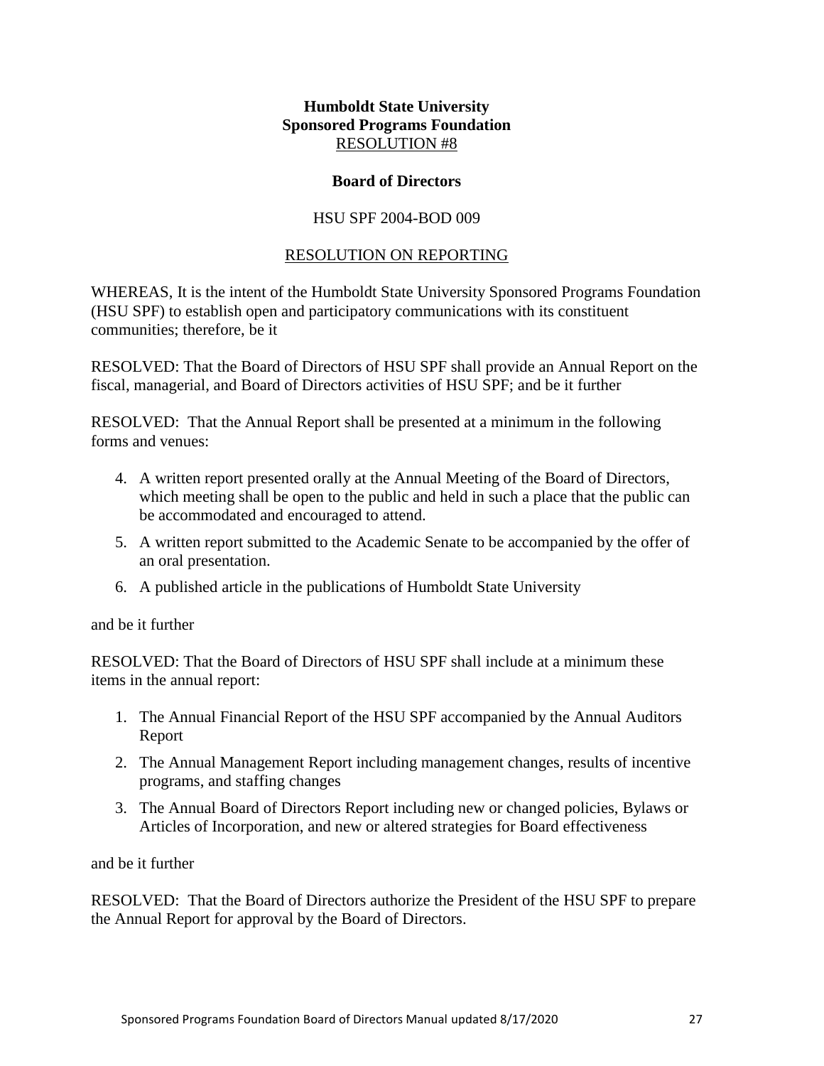**Humboldt State University**
**Sponsored Programs Foundation**
RESOLUTION #8

**Board of Directors**

HSU SPF 2004-BOD 009

RESOLUTION ON REPORTING

WHEREAS, It is the intent of the Humboldt State University Sponsored Programs Foundation (HSU SPF) to establish open and participatory communications with its constituent communities; therefore, be it

RESOLVED: That the Board of Directors of HSU SPF shall provide an Annual Report on the fiscal, managerial, and Board of Directors activities of HSU SPF; and be it further

RESOLVED: That the Annual Report shall be presented at a minimum in the following forms and venues:

4. A written report presented orally at the Annual Meeting of the Board of Directors, which meeting shall be open to the public and held in such a place that the public can be accommodated and encouraged to attend.
5. A written report submitted to the Academic Senate to be accompanied by the offer of an oral presentation.
6. A published article in the publications of Humboldt State University

and be it further

RESOLVED: That the Board of Directors of HSU SPF shall include at a minimum these items in the annual report:

1. The Annual Financial Report of the HSU SPF accompanied by the Annual Auditors Report
2. The Annual Management Report including management changes, results of incentive programs, and staffing changes
3. The Annual Board of Directors Report including new or changed policies, Bylaws or Articles of Incorporation, and new or altered strategies for Board effectiveness

and be it further

RESOLVED: That the Board of Directors authorize the President of the HSU SPF to prepare the Annual Report for approval by the Board of Directors.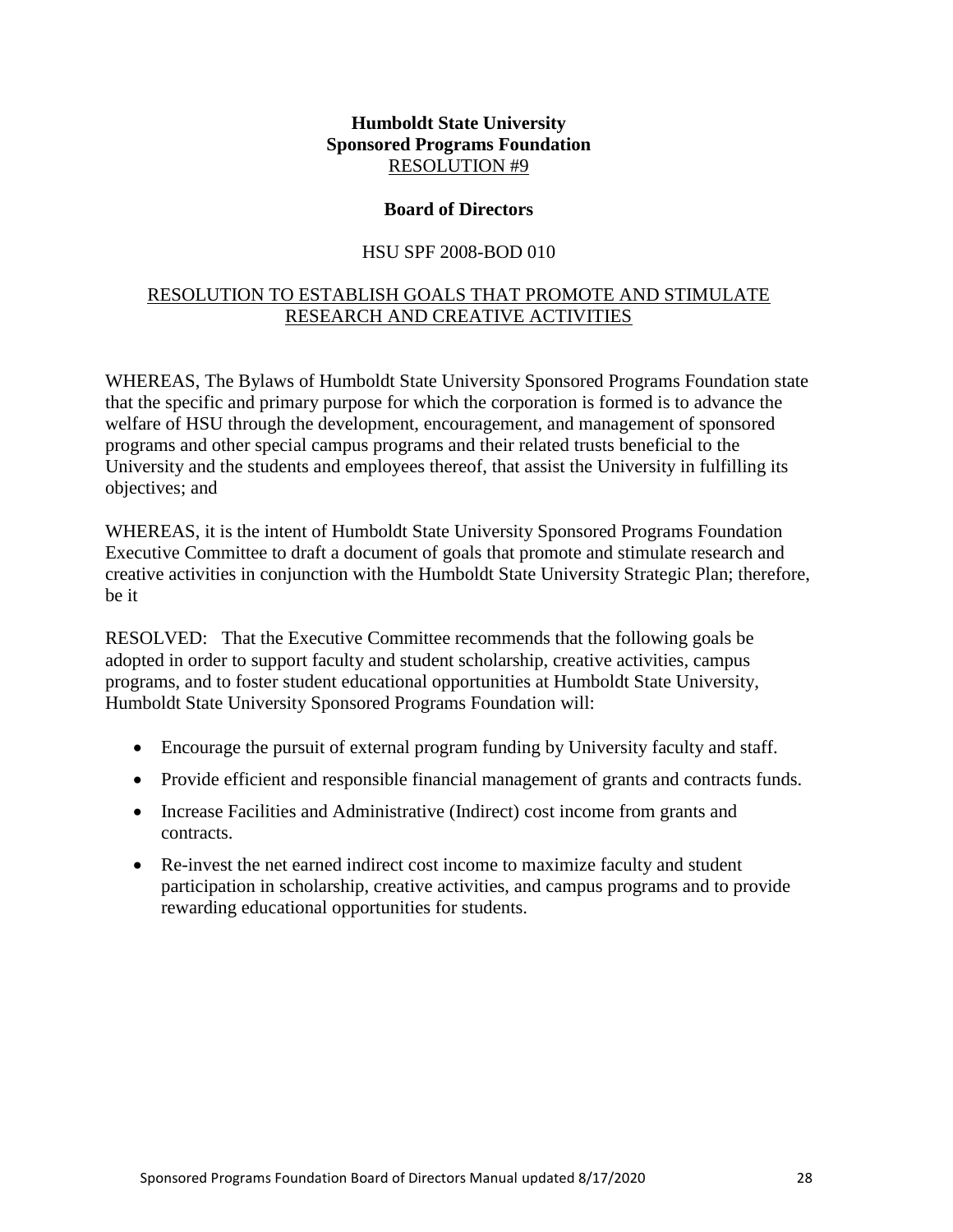**Humboldt State University**
**Sponsored Programs Foundation**
RESOLUTION #9

**Board of Directors**

HSU SPF 2008-BOD 010

RESOLUTION TO ESTABLISH GOALS THAT PROMOTE AND STIMULATE RESEARCH AND CREATIVE ACTIVITIES

WHEREAS, The Bylaws of Humboldt State University Sponsored Programs Foundation state that the specific and primary purpose for which the corporation is formed is to advance the welfare of HSU through the development, encouragement, and management of sponsored programs and other special campus programs and their related trusts beneficial to the University and the students and employees thereof, that assist the University in fulfilling its objectives; and

WHEREAS, it is the intent of Humboldt State University Sponsored Programs Foundation Executive Committee to draft a document of goals that promote and stimulate research and creative activities in conjunction with the Humboldt State University Strategic Plan; therefore, be it

RESOLVED: That the Executive Committee recommends that the following goals be adopted in order to support faculty and student scholarship, creative activities, campus programs, and to foster student educational opportunities at Humboldt State University, Humboldt State University Sponsored Programs Foundation will:

- Encourage the pursuit of external program funding by University faculty and staff.
- Provide efficient and responsible financial management of grants and contracts funds.
- Increase Facilities and Administrative (Indirect) cost income from grants and contracts.
- Re-invest the net earned indirect cost income to maximize faculty and student participation in scholarship, creative activities, and campus programs and to provide rewarding educational opportunities for students.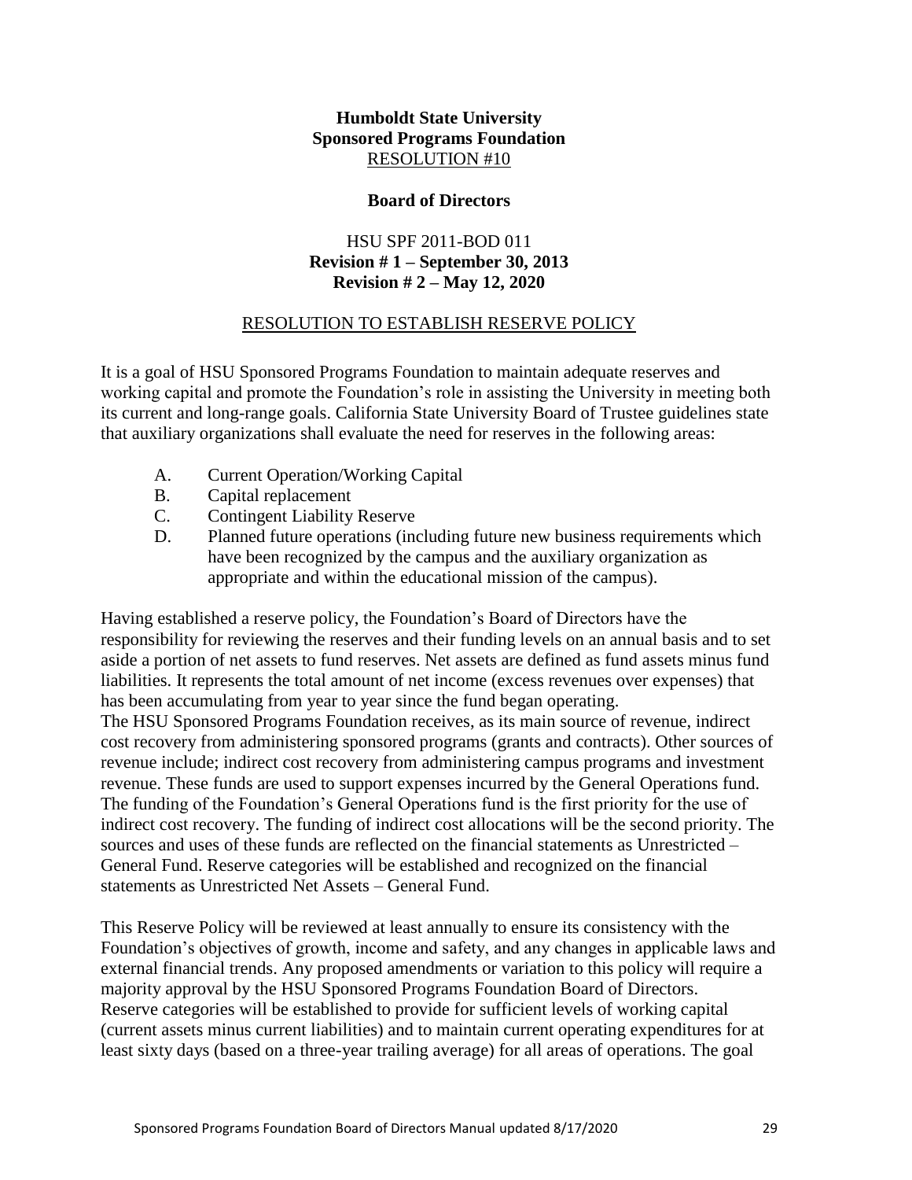**Humboldt State University**
**Sponsored Programs Foundation**
RESOLUTION #10

**Board of Directors**

HSU SPF 2011-BOD 011
**Revision # 1 – September 30, 2013**
**Revision # 2 – May 12, 2020**

RESOLUTION TO ESTABLISH RESERVE POLICY

It is a goal of HSU Sponsored Programs Foundation to maintain adequate reserves and working capital and promote the Foundation's role in assisting the University in meeting both its current and long-range goals. California State University Board of Trustee guidelines state that auxiliary organizations shall evaluate the need for reserves in the following areas:

A. Current Operation/Working Capital
B. Capital replacement
C. Contingent Liability Reserve
D. Planned future operations (including future new business requirements which have been recognized by the campus and the auxiliary organization as appropriate and within the educational mission of the campus).

Having established a reserve policy, the Foundation's Board of Directors have the responsibility for reviewing the reserves and their funding levels on an annual basis and to set aside a portion of net assets to fund reserves. Net assets are defined as fund assets minus fund liabilities. It represents the total amount of net income (excess revenues over expenses) that has been accumulating from year to year since the fund began operating.

The HSU Sponsored Programs Foundation receives, as its main source of revenue, indirect cost recovery from administering sponsored programs (grants and contracts). Other sources of revenue include; indirect cost recovery from administering campus programs and investment revenue. These funds are used to support expenses incurred by the General Operations fund. The funding of the Foundation's General Operations fund is the first priority for the use of indirect cost recovery. The funding of indirect cost allocations will be the second priority. The sources and uses of these funds are reflected on the financial statements as Unrestricted – General Fund. Reserve categories will be established and recognized on the financial statements as Unrestricted Net Assets – General Fund.

This Reserve Policy will be reviewed at least annually to ensure its consistency with the Foundation's objectives of growth, income and safety, and any changes in applicable laws and external financial trends. Any proposed amendments or variation to this policy will require a majority approval by the HSU Sponsored Programs Foundation Board of Directors.

Reserve categories will be established to provide for sufficient levels of working capital (current assets minus current liabilities) and to maintain current operating expenditures for at least sixty days (based on a three-year trailing average) for all areas of operations. The goal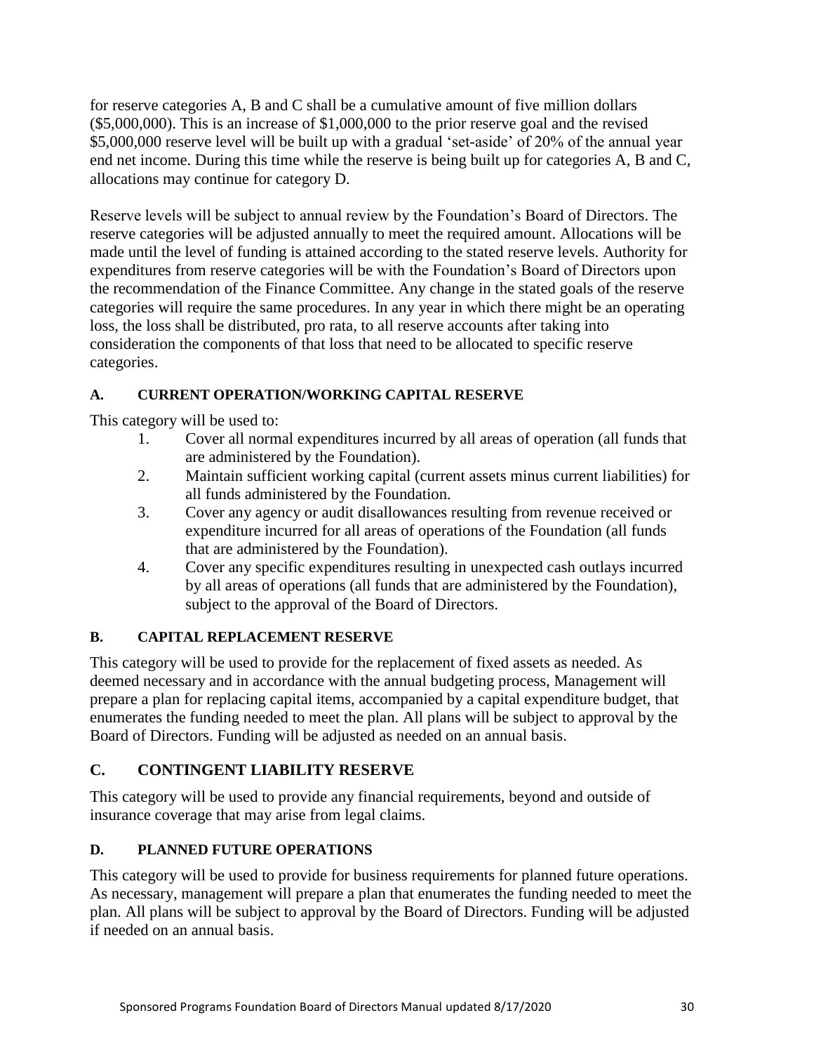for reserve categories A, B and C shall be a cumulative amount of five million dollars ($5,000,000). This is an increase of $1,000,000 to the prior reserve goal and the revised $5,000,000 reserve level will be built up with a gradual 'set-aside' of 20% of the annual year end net income. During this time while the reserve is being built up for categories A, B and C, allocations may continue for category D.

Reserve levels will be subject to annual review by the Foundation's Board of Directors. The reserve categories will be adjusted annually to meet the required amount. Allocations will be made until the level of funding is attained according to the stated reserve levels. Authority for expenditures from reserve categories will be with the Foundation's Board of Directors upon the recommendation of the Finance Committee. Any change in the stated goals of the reserve categories will require the same procedures. In any year in which there might be an operating loss, the loss shall be distributed, pro rata, to all reserve accounts after taking into consideration the components of that loss that need to be allocated to specific reserve categories.

### A. CURRENT OPERATION/WORKING CAPITAL RESERVE

This category will be used to:

1. Cover all normal expenditures incurred by all areas of operation (all funds that are administered by the Foundation).
2. Maintain sufficient working capital (current assets minus current liabilities) for all funds administered by the Foundation.
3. Cover any agency or audit disallowances resulting from revenue received or expenditure incurred for all areas of operations of the Foundation (all funds that are administered by the Foundation).
4. Cover any specific expenditures resulting in unexpected cash outlays incurred by all areas of operations (all funds that are administered by the Foundation), subject to the approval of the Board of Directors.

### B. CAPITAL REPLACEMENT RESERVE

This category will be used to provide for the replacement of fixed assets as needed. As deemed necessary and in accordance with the annual budgeting process, Management will prepare a plan for replacing capital items, accompanied by a capital expenditure budget, that enumerates the funding needed to meet the plan. All plans will be subject to approval by the Board of Directors. Funding will be adjusted as needed on an annual basis.

## C. CONTINGENT LIABILITY RESERVE

This category will be used to provide any financial requirements, beyond and outside of insurance coverage that may arise from legal claims.

### D. PLANNED FUTURE OPERATIONS

This category will be used to provide for business requirements for planned future operations. As necessary, management will prepare a plan that enumerates the funding needed to meet the plan. All plans will be subject to approval by the Board of Directors. Funding will be adjusted if needed on an annual basis.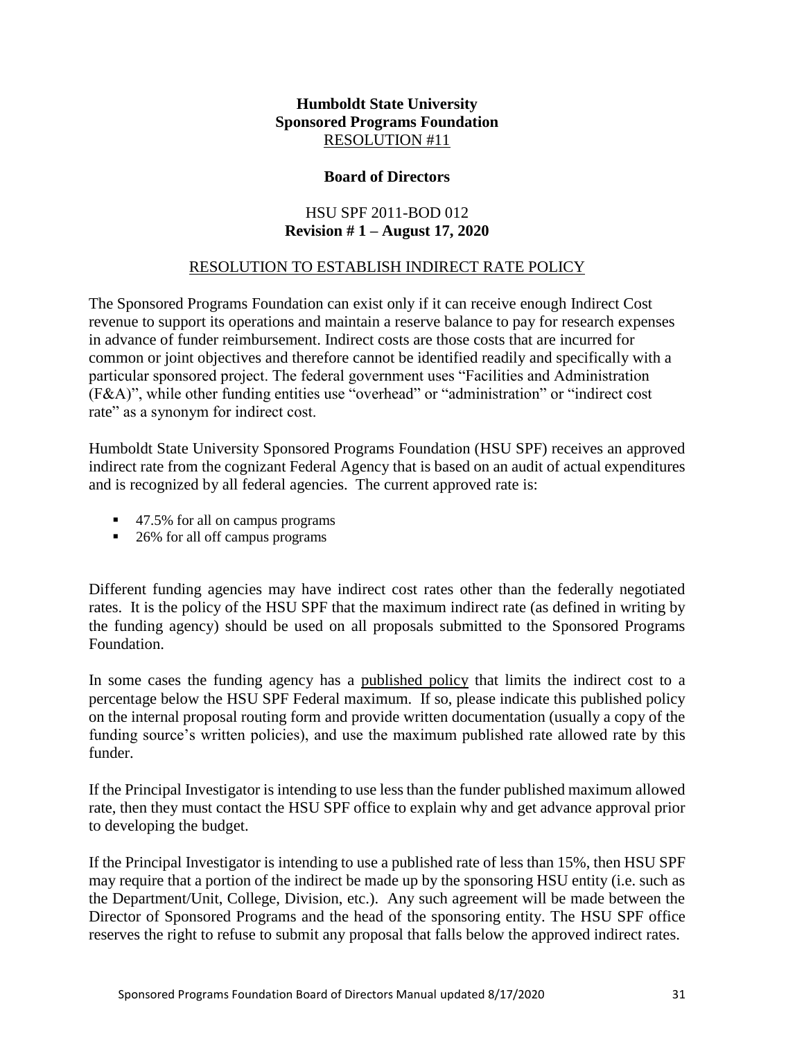**Humboldt State University**
**Sponsored Programs Foundation**
RESOLUTION #11

**Board of Directors**

HSU SPF 2011-BOD 012
**Revision # 1 – August 17, 2020**

RESOLUTION TO ESTABLISH INDIRECT RATE POLICY

The Sponsored Programs Foundation can exist only if it can receive enough Indirect Cost revenue to support its operations and maintain a reserve balance to pay for research expenses in advance of funder reimbursement. Indirect costs are those costs that are incurred for common or joint objectives and therefore cannot be identified readily and specifically with a particular sponsored project. The federal government uses "Facilities and Administration (F&A)", while other funding entities use "overhead" or "administration" or "indirect cost rate" as a synonym for indirect cost.

Humboldt State University Sponsored Programs Foundation (HSU SPF) receives an approved indirect rate from the cognizant Federal Agency that is based on an audit of actual expenditures and is recognized by all federal agencies. The current approved rate is:

- 47.5% for all on campus programs
- 26% for all off campus programs

Different funding agencies may have indirect cost rates other than the federally negotiated rates. It is the policy of the HSU SPF that the maximum indirect rate (as defined in writing by the funding agency) should be used on all proposals submitted to the Sponsored Programs Foundation.

In some cases the funding agency has a published policy that limits the indirect cost to a percentage below the HSU SPF Federal maximum. If so, please indicate this published policy on the internal proposal routing form and provide written documentation (usually a copy of the funding source's written policies), and use the maximum published rate allowed rate by this funder.

If the Principal Investigator is intending to use less than the funder published maximum allowed rate, then they must contact the HSU SPF office to explain why and get advance approval prior to developing the budget.

If the Principal Investigator is intending to use a published rate of less than 15%, then HSU SPF may require that a portion of the indirect be made up by the sponsoring HSU entity (i.e. such as the Department/Unit, College, Division, etc.). Any such agreement will be made between the Director of Sponsored Programs and the head of the sponsoring entity. The HSU SPF office reserves the right to refuse to submit any proposal that falls below the approved indirect rates.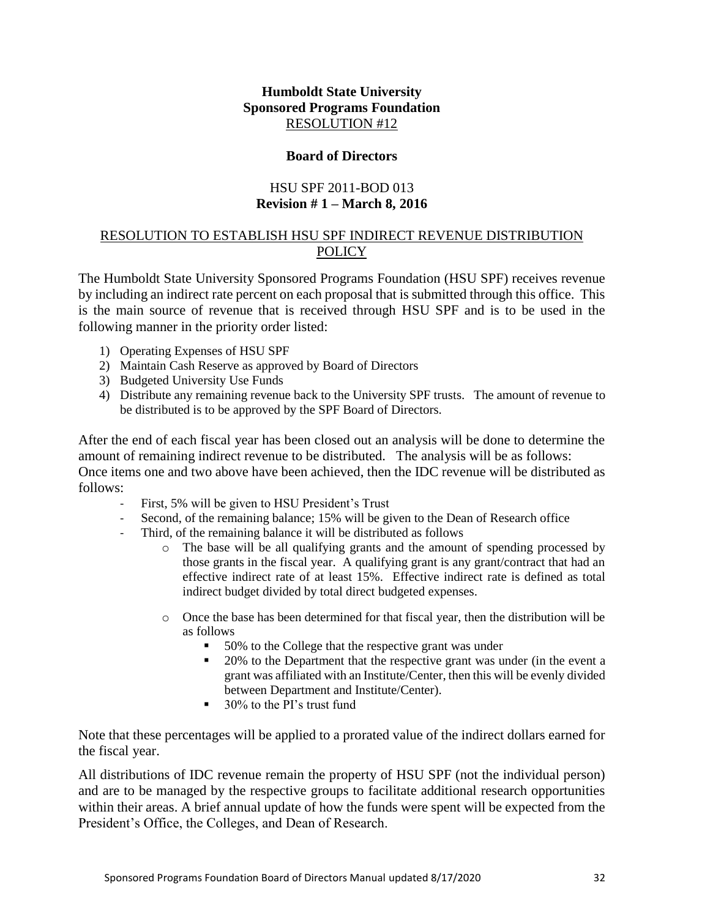**Humboldt State University**
**Sponsored Programs Foundation**
RESOLUTION #12

**Board of Directors**

HSU SPF 2011-BOD 013
**Revision # 1 – March 8, 2016**

## RESOLUTION TO ESTABLISH HSU SPF INDIRECT REVENUE DISTRIBUTION POLICY

The Humboldt State University Sponsored Programs Foundation (HSU SPF) receives revenue by including an indirect rate percent on each proposal that is submitted through this office. This is the main source of revenue that is received through HSU SPF and is to be used in the following manner in the priority order listed:

1) Operating Expenses of HSU SPF
2) Maintain Cash Reserve as approved by Board of Directors
3) Budgeted University Use Funds
4) Distribute any remaining revenue back to the University SPF trusts. The amount of revenue to be distributed is to be approved by the SPF Board of Directors.

After the end of each fiscal year has been closed out an analysis will be done to determine the amount of remaining indirect revenue to be distributed. The analysis will be as follows:
Once items one and two above have been achieved, then the IDC revenue will be distributed as follows:

- First, 5% will be given to HSU President's Trust
- Second, of the remaining balance; 15% will be given to the Dean of Research office
- Third, of the remaining balance it will be distributed as follows
    - The base will be all qualifying grants and the amount of spending processed by those grants in the fiscal year. A qualifying grant is any grant/contract that had an effective indirect rate of at least 15%. Effective indirect rate is defined as total indirect budget divided by total direct budgeted expenses.
    - Once the base has been determined for that fiscal year, then the distribution will be as follows
        - 50% to the College that the respective grant was under
        - 20% to the Department that the respective grant was under (in the event a grant was affiliated with an Institute/Center, then this will be evenly divided between Department and Institute/Center).
        - 30% to the PI's trust fund

Note that these percentages will be applied to a prorated value of the indirect dollars earned for the fiscal year.

All distributions of IDC revenue remain the property of HSU SPF (not the individual person) and are to be managed by the respective groups to facilitate additional research opportunities within their areas. A brief annual update of how the funds were spent will be expected from the President's Office, the Colleges, and Dean of Research.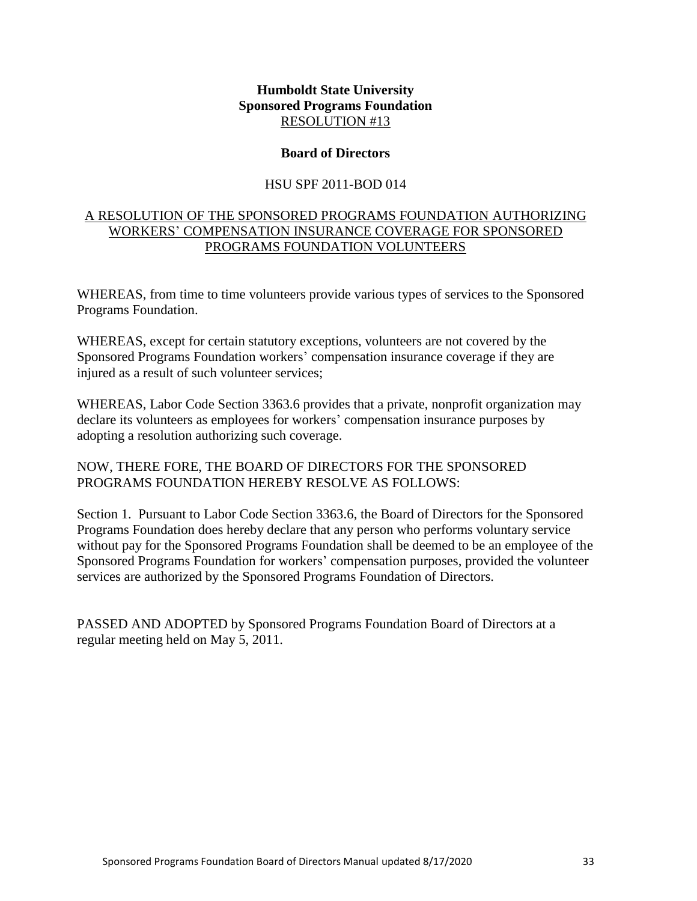**Humboldt State University**
**Sponsored Programs Foundation**
RESOLUTION #13

**Board of Directors**

HSU SPF 2011-BOD 014

A RESOLUTION OF THE SPONSORED PROGRAMS FOUNDATION AUTHORIZING WORKERS' COMPENSATION INSURANCE COVERAGE FOR SPONSORED PROGRAMS FOUNDATION VOLUNTEERS

WHEREAS, from time to time volunteers provide various types of services to the Sponsored Programs Foundation.

WHEREAS, except for certain statutory exceptions, volunteers are not covered by the Sponsored Programs Foundation workers' compensation insurance coverage if they are injured as a result of such volunteer services;

WHEREAS, Labor Code Section 3363.6 provides that a private, nonprofit organization may declare its volunteers as employees for workers' compensation insurance purposes by adopting a resolution authorizing such coverage.

NOW, THERE FORE, THE BOARD OF DIRECTORS FOR THE SPONSORED PROGRAMS FOUNDATION HEREBY RESOLVE AS FOLLOWS:

Section 1. Pursuant to Labor Code Section 3363.6, the Board of Directors for the Sponsored Programs Foundation does hereby declare that any person who performs voluntary service without pay for the Sponsored Programs Foundation shall be deemed to be an employee of the Sponsored Programs Foundation for workers' compensation purposes, provided the volunteer services are authorized by the Sponsored Programs Foundation of Directors.

PASSED AND ADOPTED by Sponsored Programs Foundation Board of Directors at a regular meeting held on May 5, 2011.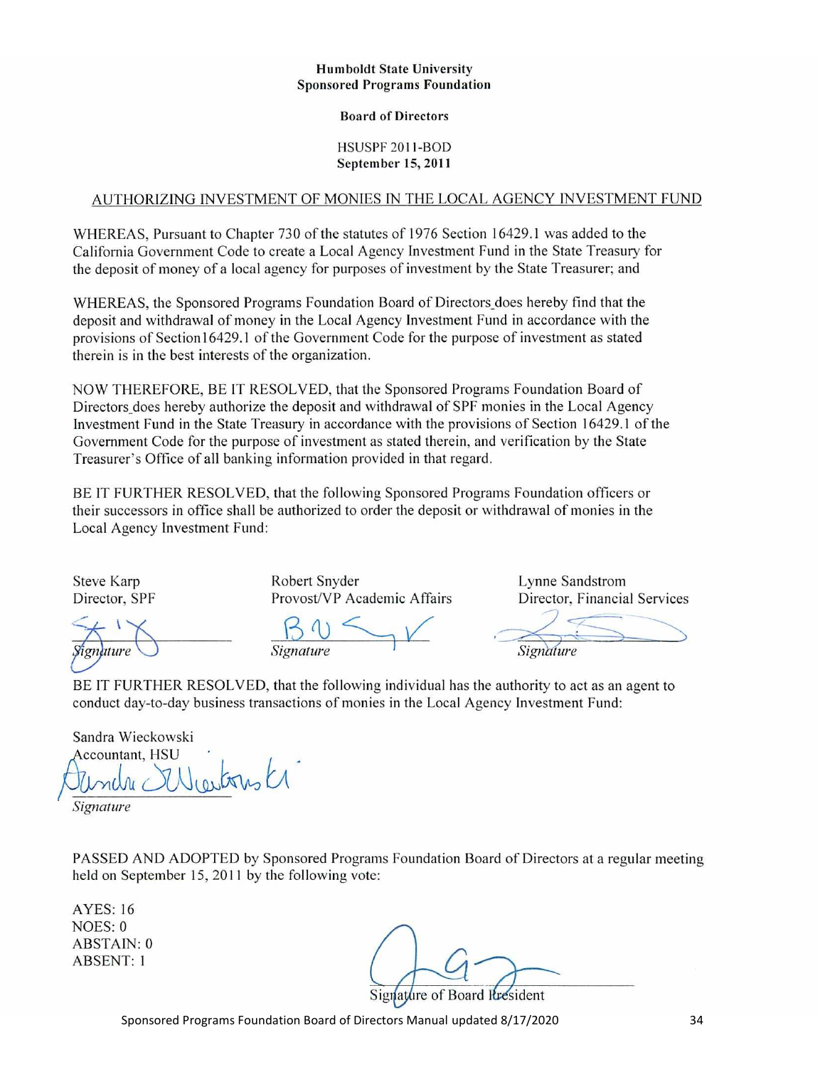**Humboldt State University**
**Sponsored Programs Foundation**

**Board of Directors**

HSUSPF 2011-BOD
**September 15, 2011**

AUTHORIZING INVESTMENT OF MONIES IN THE LOCAL AGENCY INVESTMENT FUND

WHEREAS, Pursuant to Chapter 730 of the statutes of 1976 Section 16429.1 was added to the California Government Code to create a Local Agency Investment Fund in the State Treasury for the deposit of money of a local agency for purposes of investment by the State Treasurer; and

WHEREAS, the Sponsored Programs Foundation Board of Directors does hereby find that the deposit and withdrawal of money in the Local Agency Investment Fund in accordance with the provisions of Section16429.1 of the Government Code for the purpose of investment as stated therein is in the best interests of the organization.

NOW THEREFORE, BE IT RESOLVED, that the Sponsored Programs Foundation Board of Directors does hereby authorize the deposit and withdrawal of SPF monies in the Local Agency Investment Fund in the State Treasury in accordance with the provisions of Section 16429.1 of the Government Code for the purpose of investment as stated therein, and verification by the State Treasurer's Office of all banking information provided in that regard.

BE IT FURTHER RESOLVED, that the following Sponsored Programs Foundation officers or their successors in office shall be authorized to order the deposit or withdrawal of monies in the Local Agency Investment Fund:

| Steve Karp<br>Director, SPF | Robert Snyder<br>Provost/VP Academic Affairs | Lynne Sandstrom<br>Director, Financial Services |
|---|---|---|
| *Signature* | *Signature* | *Signature* |

BE IT FURTHER RESOLVED, that the following individual has the authority to act as an agent to conduct day-to-day business transactions of monies in the Local Agency Investment Fund:

Sandra Wieckowski
Accountant, HSU

*Signature*

PASSED AND ADOPTED by Sponsored Programs Foundation Board of Directors at a regular meeting held on September 15, 2011 by the following vote:

AYES: 16
NOES: 0
ABSTAIN: 0
ABSENT: 1

Signature of Board President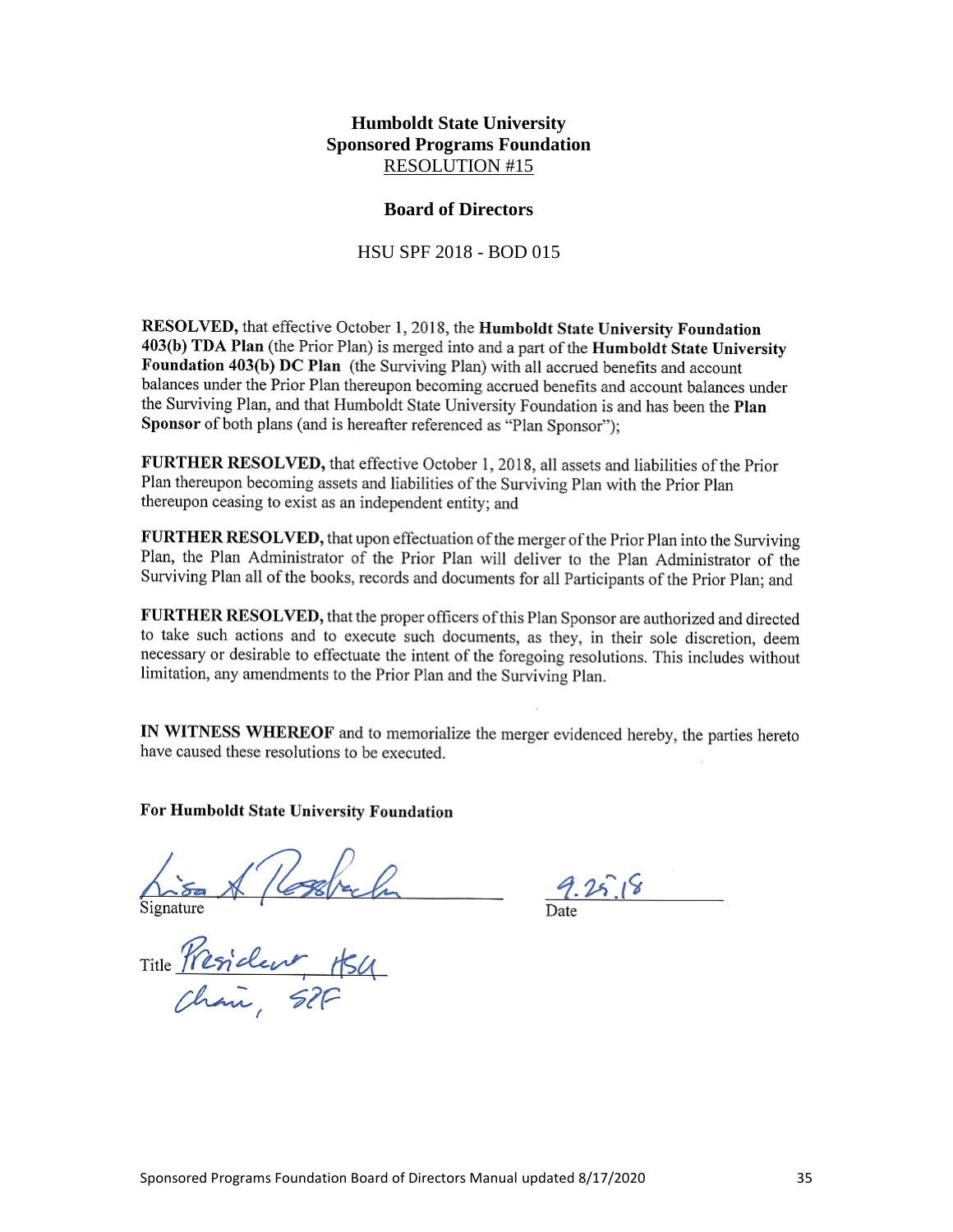**Humboldt State University**
**Sponsored Programs Foundation**
RESOLUTION #15

**Board of Directors**

HSU SPF 2018 - BOD 015

**RESOLVED,** that effective October 1, 2018, the **Humboldt State University Foundation 403(b) TDA Plan** (the Prior Plan) is merged into and a part of the **Humboldt State University Foundation 403(b) DC Plan** (the Surviving Plan) with all accrued benefits and account balances under the Prior Plan thereupon becoming accrued benefits and account balances under the Surviving Plan, and that Humboldt State University Foundation is and has been the **Plan Sponsor** of both plans (and is hereafter referenced as "Plan Sponsor");

**FURTHER RESOLVED,** that effective October 1, 2018, all assets and liabilities of the Prior Plan thereupon becoming assets and liabilities of the Surviving Plan with the Prior Plan thereupon ceasing to exist as an independent entity; and

**FURTHER RESOLVED,** that upon effectuation of the merger of the Prior Plan into the Surviving Plan, the Plan Administrator of the Prior Plan will deliver to the Plan Administrator of the Surviving Plan all of the books, records and documents for all Participants of the Prior Plan; and

**FURTHER RESOLVED,** that the proper officers of this Plan Sponsor are authorized and directed to take such actions and to execute such documents, as they, in their sole discretion, deem necessary or desirable to effectuate the intent of the foregoing resolutions. This includes without limitation, any amendments to the Prior Plan and the Surviving Plan.

**IN WITNESS WHEREOF** and to memorialize the merger evidenced hereby, the parties hereto have caused these resolutions to be executed.

**For Humboldt State University Foundation**

Lisa A Rossbacher — Signature    9.25.18 — Date

Title President, HSU Chair, SPF